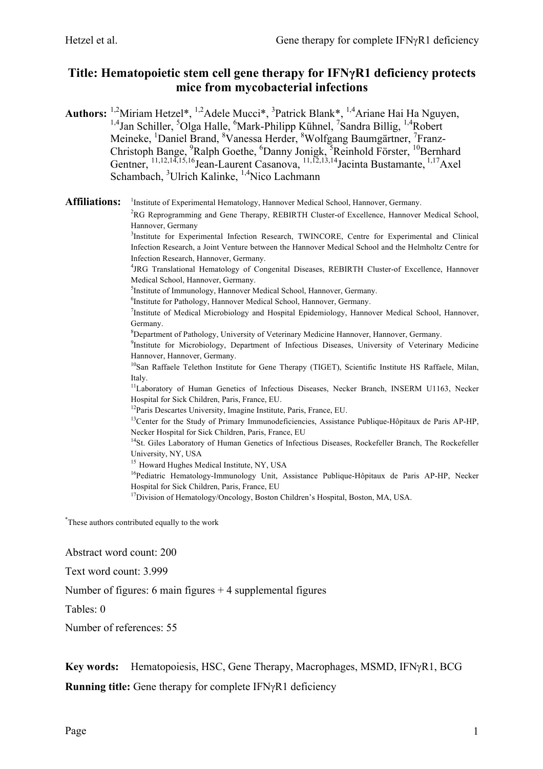# Title: Hematopoietic stem cell gene therapy for IFNγR1 deficiency protects mice from mycobacterial infections

**Authors:** [1,2]Miriam Hetzel*, [1,2]Adele Mucci*, [3]Patrick Blank*, [1,4]Ariane Hai Ha Nguyen, [1,4]Jan Schiller, [5]Olga Halle, [6]Mark-Philipp Kühnel, [7]Sandra Billig, [1,4]Robert Meineke, [1]Daniel Brand, [8]Vanessa Herder, [8]Wolfgang Baumgärtner, [7]Franz-Christoph Bange, [9]Ralph Goethe, [6]Danny Jonigk, [5]Reinhold Förster, [10]Bernhard Gentner, [11,12,14,15,16]Jean-Laurent Casanova, [11,12,13,14]Jacinta Bustamante, [1,17]Axel Schambach, [3]Ulrich Kalinke, [1,4]Nico Lachmann

**Affiliations:**

[1]Institute of Experimental Hematology, Hannover Medical School, Hannover, Germany.

[2]RG Reprogramming and Gene Therapy, REBIRTH Cluster-of Excellence, Hannover Medical School, Hannover, Germany

[3]Institute for Experimental Infection Research, TWINCORE, Centre for Experimental and Clinical Infection Research, a Joint Venture between the Hannover Medical School and the Helmholtz Centre for Infection Research, Hannover, Germany.

[4]JRG Translational Hematology of Congenital Diseases, REBIRTH Cluster-of-Excellence, Hannover Medical School, Hannover, Germany.

[5]Institute of Immunology, Hannover Medical School, Hannover, Germany.

[6]Institute for Pathology, Hannover Medical School, Hannover, Germany.

[7]Institute of Medical Microbiology and Hospital Epidemiology, Hannover Medical School, Hannover, Germany.

[8]Department of Pathology, University of Veterinary Medicine Hannover, Hannover, Germany.

[9]Institute for Microbiology, Department of Infectious Diseases, University of Veterinary Medicine Hannover, Hannover, Germany.

[10]San Raffaele Telethon Institute for Gene Therapy (TIGET), Scientific Institute HS Raffaele, Milan, Italy.

[11]Laboratory of Human Genetics of Infectious Diseases, Necker Branch, INSERM U1163, Necker Hospital for Sick Children, Paris, France, EU.

[12]Paris Descartes University, Imagine Institute, Paris, France, EU.

[13]Center for the Study of Primary Immunodeficiencies, Assistance Publique-Hôpitaux de Paris AP-HP, Necker Hospital for Sick Children, Paris, France, EU

[14]St. Giles Laboratory of Human Genetics of Infectious Diseases, Rockefeller Branch, The Rockefeller University, NY, USA

[15] Howard Hughes Medical Institute, NY, USA

[16]Pediatric Hematology-Immunology Unit, Assistance Publique-Hôpitaux de Paris AP-HP, Necker Hospital for Sick Children, Paris, France, EU

[17]Division of Hematology/Oncology, Boston Children's Hospital, Boston, MA, USA.

*These authors contributed equally to the work

Abstract word count: 200

Text word count: 3.999

Number of figures: 6 main figures + 4 supplemental figures

Tables: 0

Number of references: 55

**Key words:** Hematopoiesis, HSC, Gene Therapy, Macrophages, MSMD, IFNγR1, BCG

**Running title:** Gene therapy for complete IFNγR1 deficiency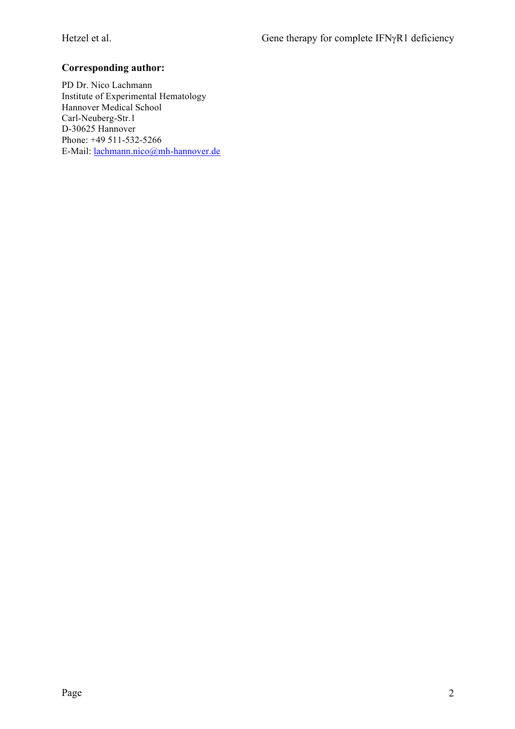**Corresponding author:**

PD Dr. Nico Lachmann
Institute of Experimental Hematology
Hannover Medical School
Carl-Neuberg-Str.1
D-30625 Hannover
Phone: +49 511-532-5266
E-Mail: lachmann.nico@mh-hannover.de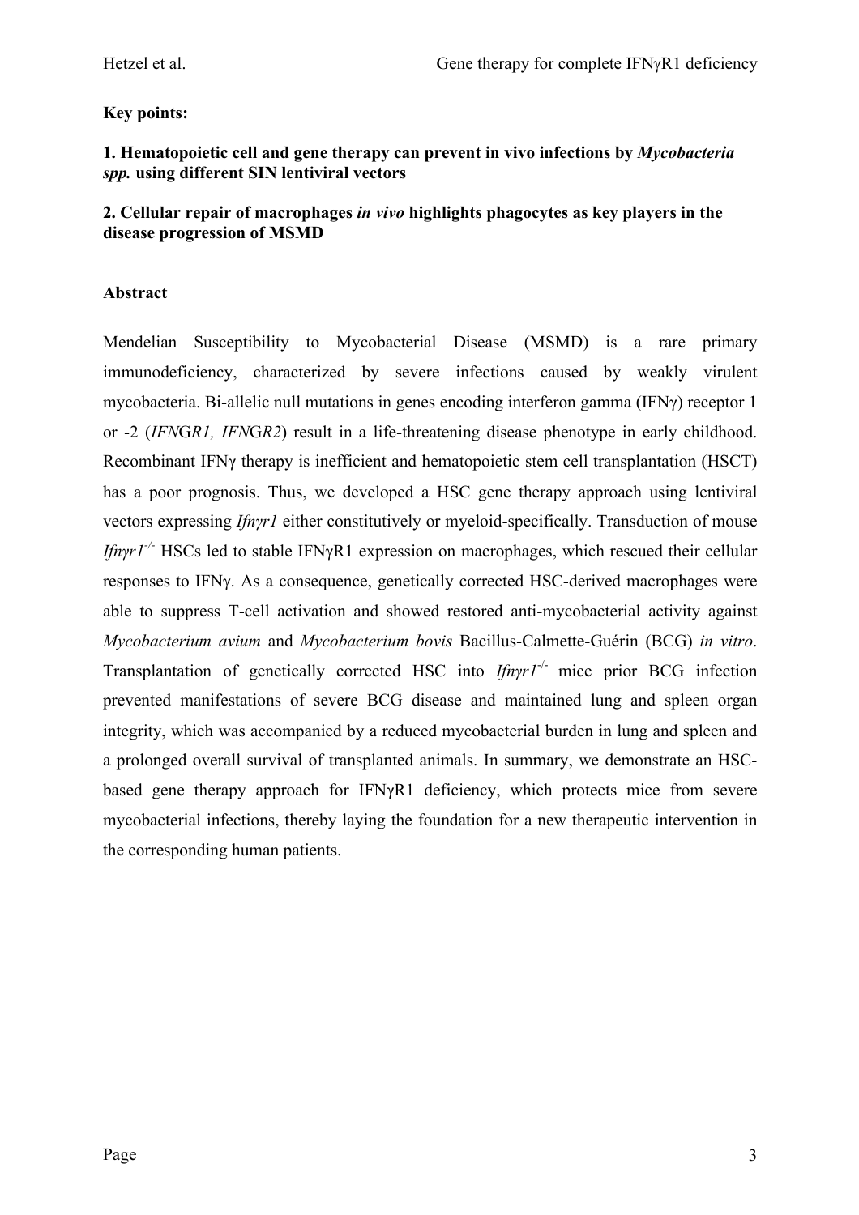**Key points:**

**1. Hematopoietic cell and gene therapy can prevent in vivo infections by *Mycobacteria spp.* using different SIN lentiviral vectors**

**2. Cellular repair of macrophages *in vivo* highlights phagocytes as key players in the disease progression of MSMD**

**Abstract**

Mendelian Susceptibility to Mycobacterial Disease (MSMD) is a rare primary immunodeficiency, characterized by severe infections caused by weakly virulent mycobacteria. Bi-allelic null mutations in genes encoding interferon gamma (IFNγ) receptor 1 or -2 (*IFN*G*R1, IFN*G*R2*) result in a life-threatening disease phenotype in early childhood. Recombinant IFNγ therapy is inefficient and hematopoietic stem cell transplantation (HSCT) has a poor prognosis. Thus, we developed a HSC gene therapy approach using lentiviral vectors expressing *Ifnγr1* either constitutively or myeloid-specifically. Transduction of mouse *Ifnγr1*$^{-/-}$ HSCs led to stable IFNγR1 expression on macrophages, which rescued their cellular responses to IFNγ. As a consequence, genetically corrected HSC-derived macrophages were able to suppress T-cell activation and showed restored anti-mycobacterial activity against *Mycobacterium avium* and *Mycobacterium bovis* Bacillus-Calmette-Guérin (BCG) *in vitro*. Transplantation of genetically corrected HSC into *Ifnγr1*$^{-/-}$ mice prior BCG infection prevented manifestations of severe BCG disease and maintained lung and spleen organ integrity, which was accompanied by a reduced mycobacterial burden in lung and spleen and a prolonged overall survival of transplanted animals. In summary, we demonstrate an HSC-based gene therapy approach for IFNγR1 deficiency, which protects mice from severe mycobacterial infections, thereby laying the foundation for a new therapeutic intervention in the corresponding human patients.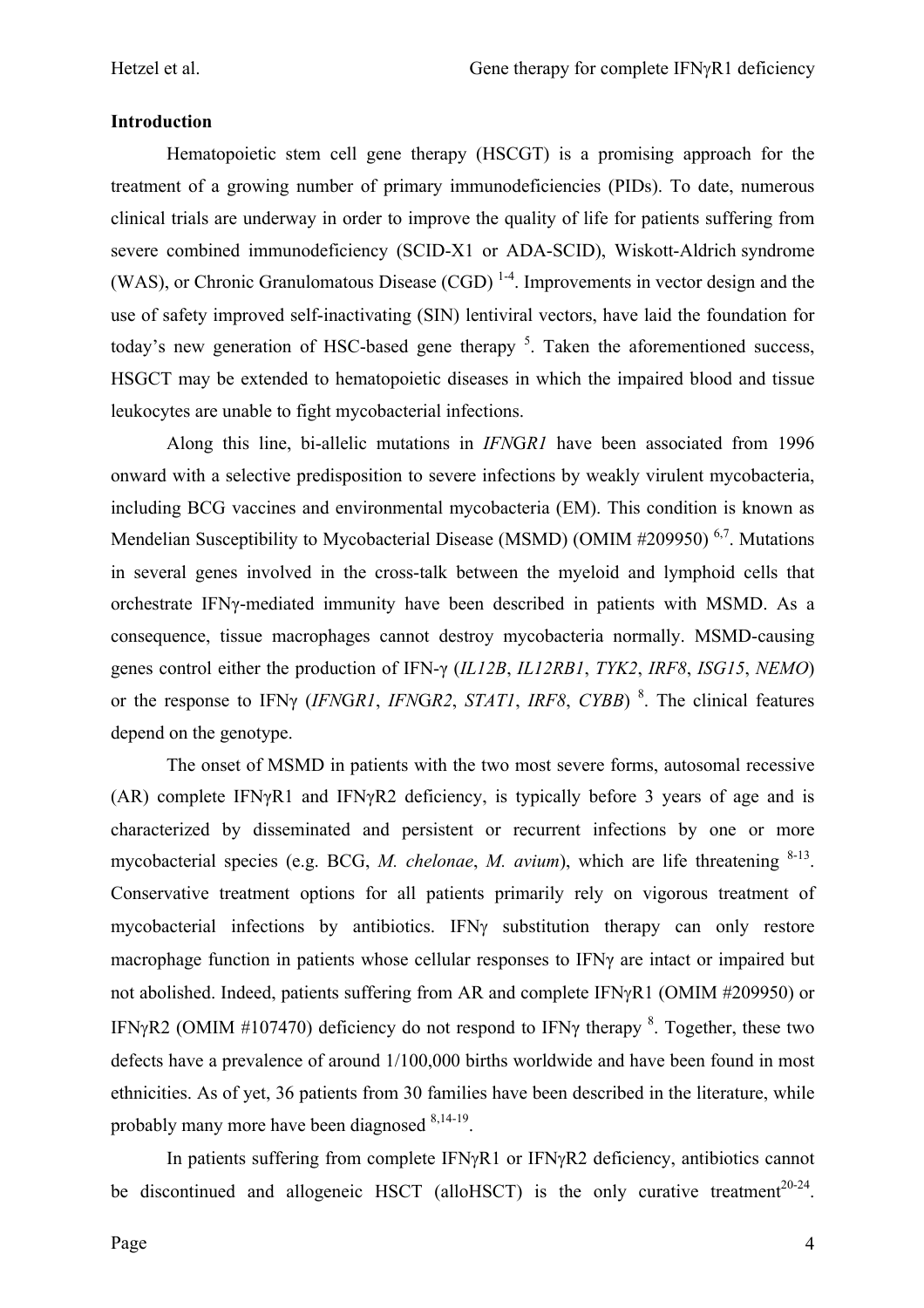### Introduction

Hematopoietic stem cell gene therapy (HSCGT) is a promising approach for the treatment of a growing number of primary immunodeficiencies (PIDs). To date, numerous clinical trials are underway in order to improve the quality of life for patients suffering from severe combined immunodeficiency (SCID-X1 or ADA-SCID), Wiskott-Aldrich syndrome (WAS), or Chronic Granulomatous Disease (CGD) [1-4]. Improvements in vector design and the use of safety improved self-inactivating (SIN) lentiviral vectors, have laid the foundation for today's new generation of HSC-based gene therapy [5]. Taken the aforementioned success, HSGCT may be extended to hematopoietic diseases in which the impaired blood and tissue leukocytes are unable to fight mycobacterial infections.

Along this line, bi-allelic mutations in *IFNGR1* have been associated from 1996 onward with a selective predisposition to severe infections by weakly virulent mycobacteria, including BCG vaccines and environmental mycobacteria (EM). This condition is known as Mendelian Susceptibility to Mycobacterial Disease (MSMD) (OMIM #209950) [6,7]. Mutations in several genes involved in the cross-talk between the myeloid and lymphoid cells that orchestrate IFNγ-mediated immunity have been described in patients with MSMD. As a consequence, tissue macrophages cannot destroy mycobacteria normally. MSMD-causing genes control either the production of IFN-γ (*IL12B*, *IL12RB1*, *TYK2*, *IRF8*, *ISG15*, *NEMO*) or the response to IFNγ (*IFNGR1*, *IFNGR2*, *STAT1*, *IRF8*, *CYBB*) [8]. The clinical features depend on the genotype.

The onset of MSMD in patients with the two most severe forms, autosomal recessive (AR) complete IFNγR1 and IFNγR2 deficiency, is typically before 3 years of age and is characterized by disseminated and persistent or recurrent infections by one or more mycobacterial species (e.g. BCG, *M. chelonae*, *M. avium*), which are life threatening [8-13]. Conservative treatment options for all patients primarily rely on vigorous treatment of mycobacterial infections by antibiotics. IFNγ substitution therapy can only restore macrophage function in patients whose cellular responses to IFNγ are intact or impaired but not abolished. Indeed, patients suffering from AR and complete IFNγR1 (OMIM #209950) or IFNγR2 (OMIM #107470) deficiency do not respond to IFNγ therapy [8]. Together, these two defects have a prevalence of around 1/100,000 births worldwide and have been found in most ethnicities. As of yet, 36 patients from 30 families have been described in the literature, while probably many more have been diagnosed [8,14-19].

In patients suffering from complete IFNγR1 or IFNγR2 deficiency, antibiotics cannot be discontinued and allogeneic HSCT (alloHSCT) is the only curative treatment[20-24].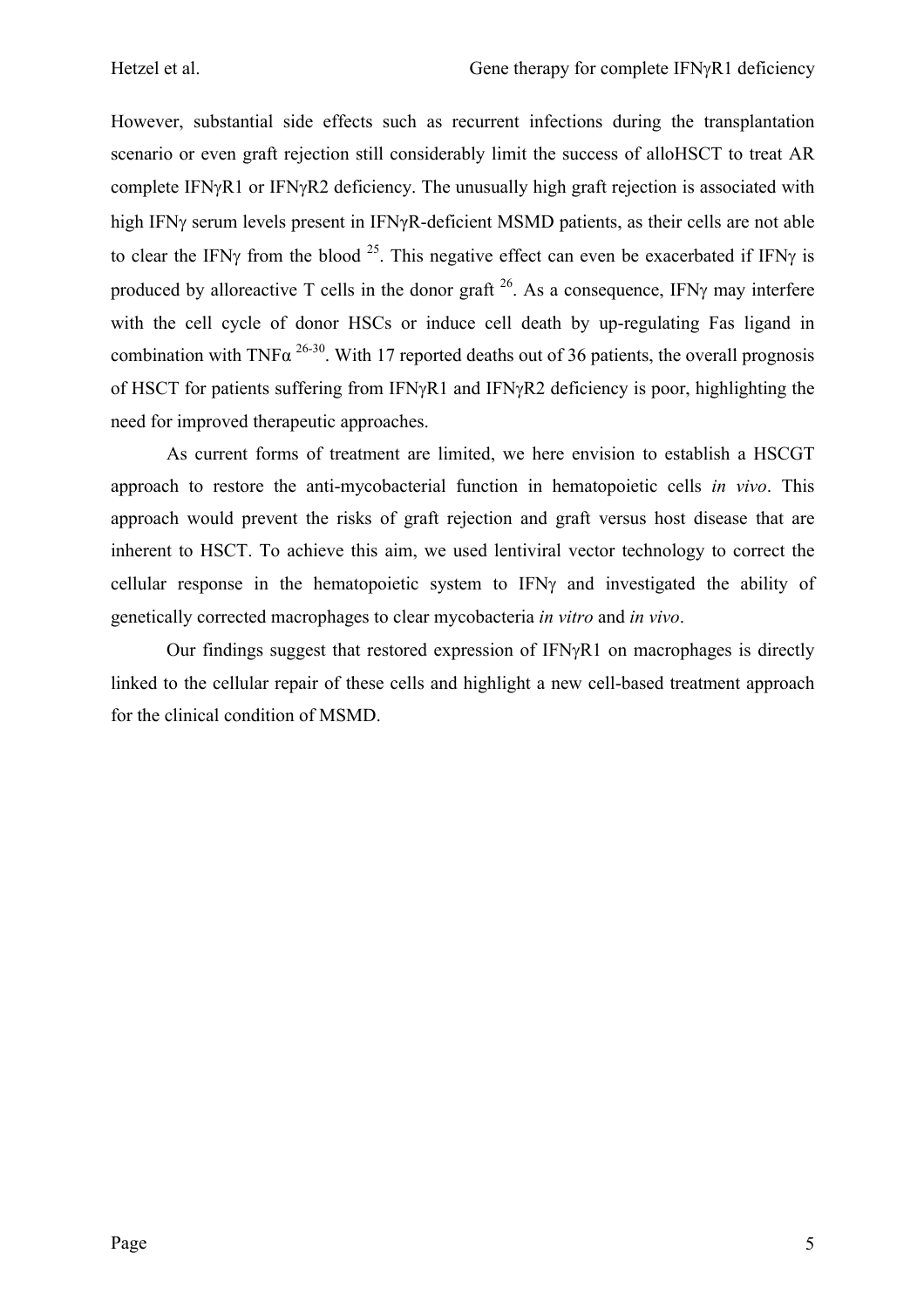However, substantial side effects such as recurrent infections during the transplantation scenario or even graft rejection still considerably limit the success of alloHSCT to treat AR complete IFNγR1 or IFNγR2 deficiency. The unusually high graft rejection is associated with high IFNγ serum levels present in IFNγR-deficient MSMD patients, as their cells are not able to clear the IFNγ from the blood [25]. This negative effect can even be exacerbated if IFNγ is produced by alloreactive T cells in the donor graft [26]. As a consequence, IFNγ may interfere with the cell cycle of donor HSCs or induce cell death by up-regulating Fas ligand in combination with TNFα [26-30]. With 17 reported deaths out of 36 patients, the overall prognosis of HSCT for patients suffering from IFNγR1 and IFNγR2 deficiency is poor, highlighting the need for improved therapeutic approaches.

As current forms of treatment are limited, we here envision to establish a HSCGT approach to restore the anti-mycobacterial function in hematopoietic cells *in vivo*. This approach would prevent the risks of graft rejection and graft versus host disease that are inherent to HSCT. To achieve this aim, we used lentiviral vector technology to correct the cellular response in the hematopoietic system to IFNγ and investigated the ability of genetically corrected macrophages to clear mycobacteria *in vitro* and *in vivo*.

Our findings suggest that restored expression of IFNγR1 on macrophages is directly linked to the cellular repair of these cells and highlight a new cell-based treatment approach for the clinical condition of MSMD.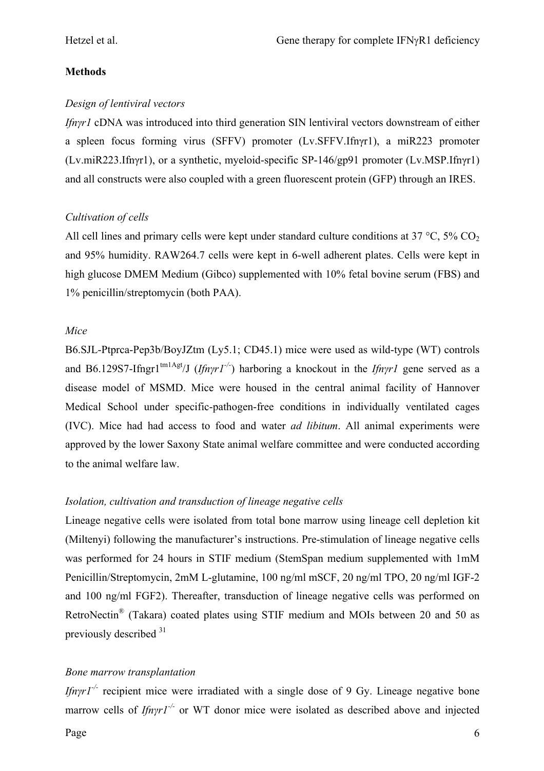**Methods**

*Design of lentiviral vectors*

*Ifnγr1* cDNA was introduced into third generation SIN lentiviral vectors downstream of either a spleen focus forming virus (SFFV) promoter (Lv.SFFV.Ifnγr1), a miR223 promoter (Lv.miR223.Ifnγr1), or a synthetic, myeloid-specific SP-146/gp91 promoter (Lv.MSP.Ifnγr1) and all constructs were also coupled with a green fluorescent protein (GFP) through an IRES.

*Cultivation of cells*

All cell lines and primary cells were kept under standard culture conditions at 37 °C, 5% $CO_2$ and 95% humidity. RAW264.7 cells were kept in 6-well adherent plates. Cells were kept in high glucose DMEM Medium (Gibco) supplemented with 10% fetal bovine serum (FBS) and 1% penicillin/streptomycin (both PAA).

*Mice*

B6.SJL-Ptprca-Pep3b/BoyJZtm (Ly5.1; CD45.1) mice were used as wild-type (WT) controls and B6.129S7-Ifngr1$^{tm1Agt}$/J (*Ifnγr1*$^{-/-}$) harboring a knockout in the *Ifnγr1* gene served as a disease model of MSMD. Mice were housed in the central animal facility of Hannover Medical School under specific-pathogen-free conditions in individually ventilated cages (IVC). Mice had had access to food and water *ad libitum*. All animal experiments were approved by the lower Saxony State animal welfare committee and were conducted according to the animal welfare law.

*Isolation, cultivation and transduction of lineage negative cells*

Lineage negative cells were isolated from total bone marrow using lineage cell depletion kit (Miltenyi) following the manufacturer's instructions. Pre-stimulation of lineage negative cells was performed for 24 hours in STIF medium (StemSpan medium supplemented with 1mM Penicillin/Streptomycin, 2mM L-glutamine, 100 ng/ml mSCF, 20 ng/ml TPO, 20 ng/ml IGF-2 and 100 ng/ml FGF2). Thereafter, transduction of lineage negative cells was performed on RetroNectin® (Takara) coated plates using STIF medium and MOIs between 20 and 50 as previously described [31]

*Bone marrow transplantation*

*Ifnγr1*$^{-/-}$ recipient mice were irradiated with a single dose of 9 Gy. Lineage negative bone marrow cells of *Ifnγr1*$^{-/-}$ or WT donor mice were isolated as described above and injected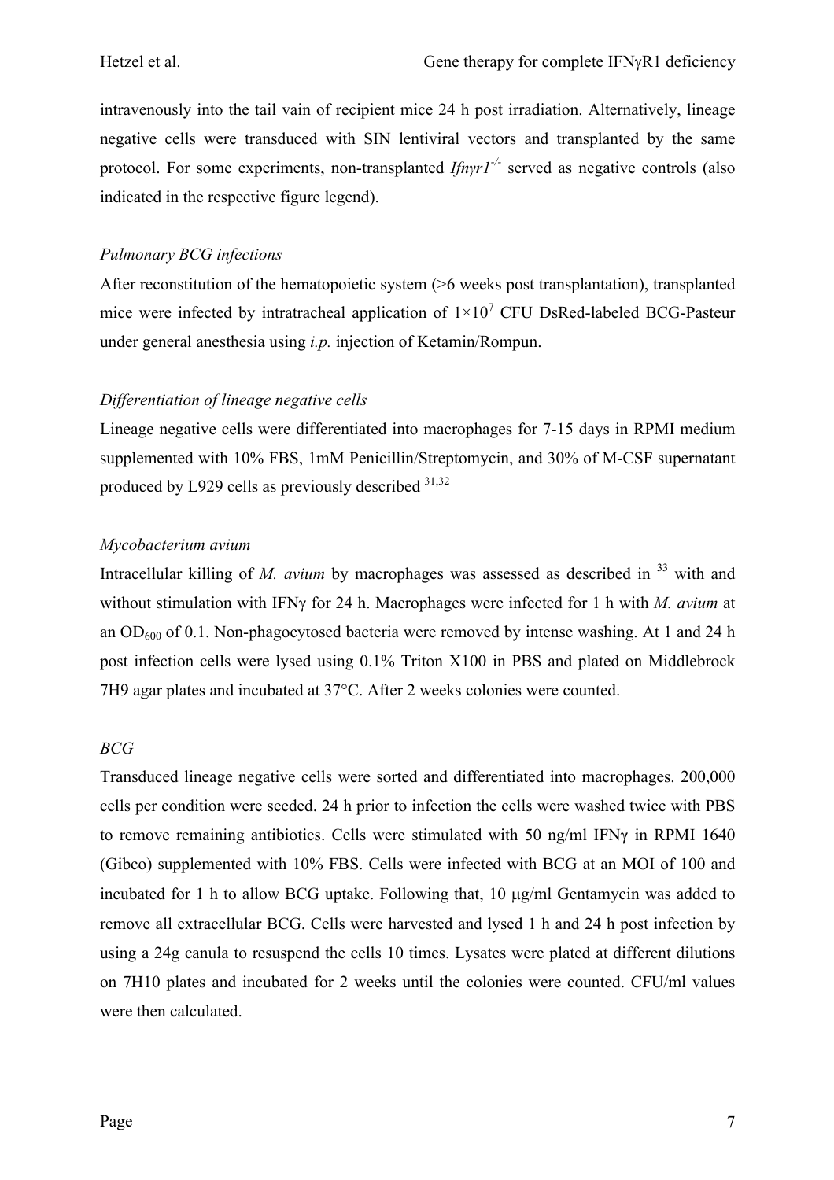intravenously into the tail vain of recipient mice 24 h post irradiation. Alternatively, lineage negative cells were transduced with SIN lentiviral vectors and transplanted by the same protocol. For some experiments, non-transplanted *Ifnγr1*$^{-/-}$ served as negative controls (also indicated in the respective figure legend).

*Pulmonary BCG infections*

After reconstitution of the hematopoietic system (>6 weeks post transplantation), transplanted mice were infected by intratracheal application of $1\times10^7$ CFU DsRed-labeled BCG-Pasteur under general anesthesia using *i.p.* injection of Ketamin/Rompun.

*Differentiation of lineage negative cells*

Lineage negative cells were differentiated into macrophages for 7-15 days in RPMI medium supplemented with 10% FBS, 1mM Penicillin/Streptomycin, and 30% of M-CSF supernatant produced by L929 cells as previously described [31,32]

*Mycobacterium avium*

Intracellular killing of *M. avium* by macrophages was assessed as described in [33] with and without stimulation with IFNγ for 24 h. Macrophages were infected for 1 h with *M. avium* at an $OD_{600}$ of 0.1. Non-phagocytosed bacteria were removed by intense washing. At 1 and 24 h post infection cells were lysed using 0.1% Triton X100 in PBS and plated on Middlebrock 7H9 agar plates and incubated at 37°C. After 2 weeks colonies were counted.

*BCG*

Transduced lineage negative cells were sorted and differentiated into macrophages. 200,000 cells per condition were seeded. 24 h prior to infection the cells were washed twice with PBS to remove remaining antibiotics. Cells were stimulated with 50 ng/ml IFNγ in RPMI 1640 (Gibco) supplemented with 10% FBS. Cells were infected with BCG at an MOI of 100 and incubated for 1 h to allow BCG uptake. Following that, 10 μg/ml Gentamycin was added to remove all extracellular BCG. Cells were harvested and lysed 1 h and 24 h post infection by using a 24g canula to resuspend the cells 10 times. Lysates were plated at different dilutions on 7H10 plates and incubated for 2 weeks until the colonies were counted. CFU/ml values were then calculated.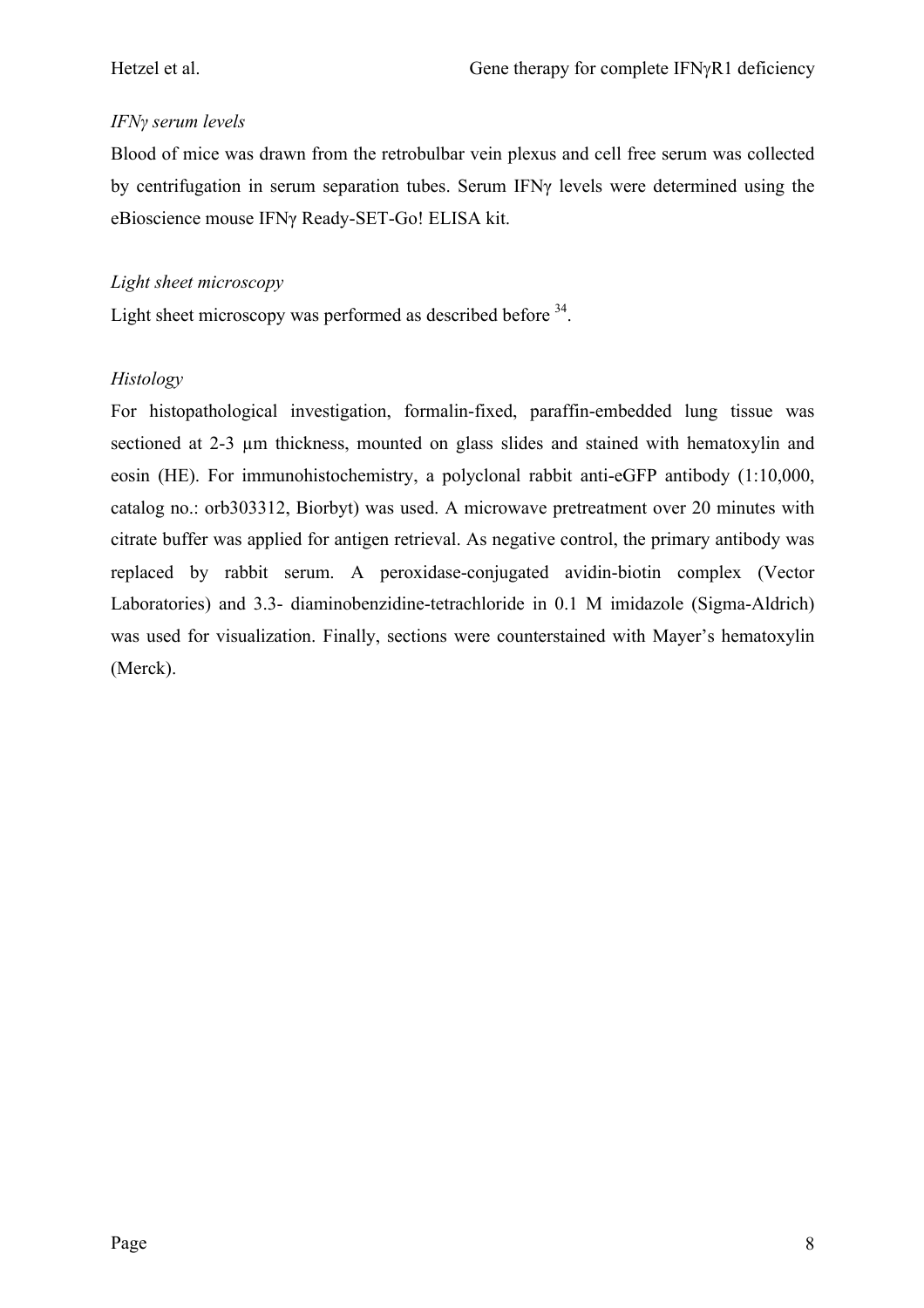*IFNγ serum levels*

Blood of mice was drawn from the retrobulbar vein plexus and cell free serum was collected by centrifugation in serum separation tubes. Serum IFNγ levels were determined using the eBioscience mouse IFNγ Ready-SET-Go! ELISA kit.

*Light sheet microscopy*

Light sheet microscopy was performed as described before [34].

*Histology*

For histopathological investigation, formalin-fixed, paraffin-embedded lung tissue was sectioned at 2-3 µm thickness, mounted on glass slides and stained with hematoxylin and eosin (HE). For immunohistochemistry, a polyclonal rabbit anti-eGFP antibody (1:10,000, catalog no.: orb303312, Biorbyt) was used. A microwave pretreatment over 20 minutes with citrate buffer was applied for antigen retrieval. As negative control, the primary antibody was replaced by rabbit serum. A peroxidase-conjugated avidin-biotin complex (Vector Laboratories) and 3.3- diaminobenzidine-tetrachloride in 0.1 M imidazole (Sigma-Aldrich) was used for visualization. Finally, sections were counterstained with Mayer's hematoxylin (Merck).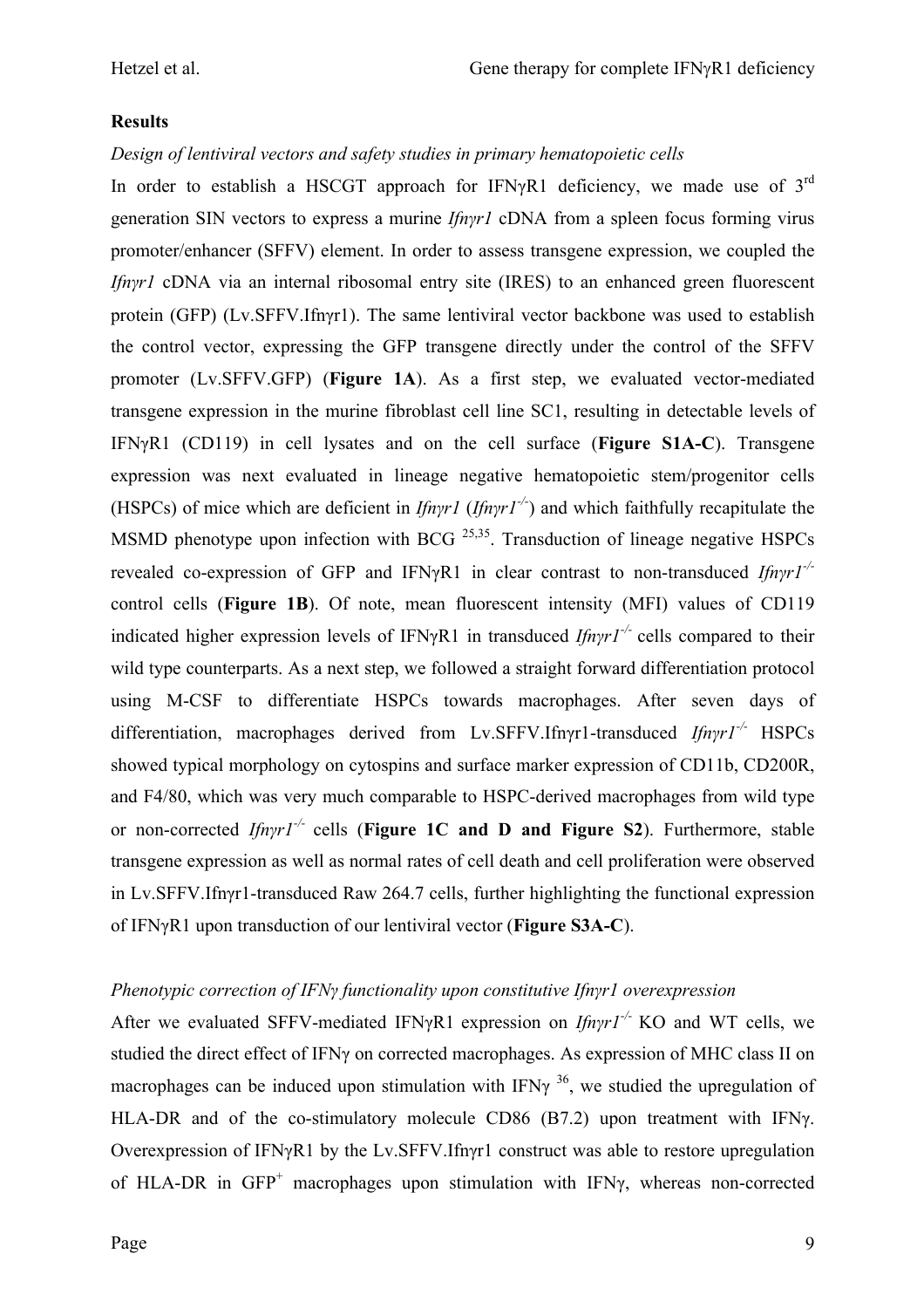**Results**

*Design of lentiviral vectors and safety studies in primary hematopoietic cells*

In order to establish a HSCGT approach for IFNγR1 deficiency, we made use of 3[rd] generation SIN vectors to express a murine *Ifnγr1* cDNA from a spleen focus forming virus promoter/enhancer (SFFV) element. In order to assess transgene expression, we coupled the *Ifnγr1* cDNA via an internal ribosomal entry site (IRES) to an enhanced green fluorescent protein (GFP) (Lv.SFFV.Ifnγr1). The same lentiviral vector backbone was used to establish the control vector, expressing the GFP transgene directly under the control of the SFFV promoter (Lv.SFFV.GFP) (**Figure 1A**). As a first step, we evaluated vector-mediated transgene expression in the murine fibroblast cell line SC1, resulting in detectable levels of IFNγR1 (CD119) in cell lysates and on the cell surface (**Figure S1A-C**). Transgene expression was next evaluated in lineage negative hematopoietic stem/progenitor cells (HSPCs) of mice which are deficient in *Ifnγr1* (*Ifnγr1*$^{-/-}$) and which faithfully recapitulate the MSMD phenotype upon infection with BCG [25,35]. Transduction of lineage negative HSPCs revealed co-expression of GFP and IFNγR1 in clear contrast to non-transduced *Ifnγr1*$^{-/-}$ control cells (**Figure 1B**). Of note, mean fluorescent intensity (MFI) values of CD119 indicated higher expression levels of IFNγR1 in transduced *Ifnγr1*$^{-/-}$ cells compared to their wild type counterparts. As a next step, we followed a straight forward differentiation protocol using M-CSF to differentiate HSPCs towards macrophages. After seven days of differentiation, macrophages derived from Lv.SFFV.Ifnγr1-transduced *Ifnγr1*$^{-/-}$ HSPCs showed typical morphology on cytospins and surface marker expression of CD11b, CD200R, and F4/80, which was very much comparable to HSPC-derived macrophages from wild type or non-corrected *Ifnγr1*$^{-/-}$ cells (**Figure 1C and D and Figure S2**). Furthermore, stable transgene expression as well as normal rates of cell death and cell proliferation were observed in Lv.SFFV.Ifnγr1-transduced Raw 264.7 cells, further highlighting the functional expression of IFNγR1 upon transduction of our lentiviral vector (**Figure S3A-C**).

*Phenotypic correction of IFNγ functionality upon constitutive Ifnγr1 overexpression*

After we evaluated SFFV-mediated IFNγR1 expression on *Ifnγr1*$^{-/-}$ KO and WT cells, we studied the direct effect of IFNγ on corrected macrophages. As expression of MHC class II on macrophages can be induced upon stimulation with IFNγ [36], we studied the upregulation of HLA-DR and of the co-stimulatory molecule CD86 (B7.2) upon treatment with IFNγ. Overexpression of IFNγR1 by the Lv.SFFV.Ifnγr1 construct was able to restore upregulation of HLA-DR in GFP$^{+}$ macrophages upon stimulation with IFNγ, whereas non-corrected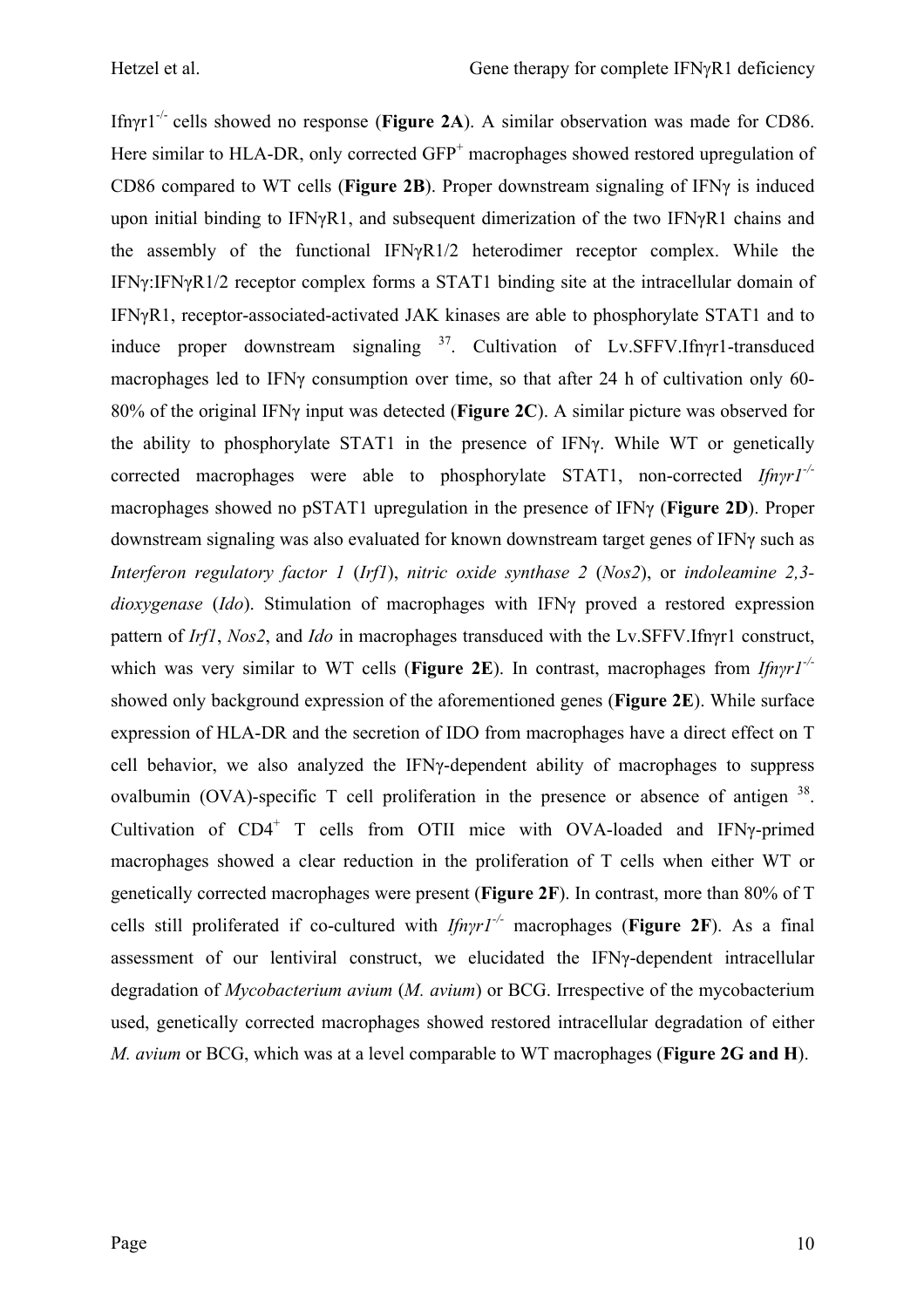Ifnγr1$^{-/-}$ cells showed no response (**Figure 2A**). A similar observation was made for CD86. Here similar to HLA-DR, only corrected GFP$^{+}$ macrophages showed restored upregulation of CD86 compared to WT cells (**Figure 2B**). Proper downstream signaling of IFNγ is induced upon initial binding to IFNγR1, and subsequent dimerization of the two IFNγR1 chains and the assembly of the functional IFNγR1/2 heterodimer receptor complex. While the IFNγ:IFNγR1/2 receptor complex forms a STAT1 binding site at the intracellular domain of IFNγR1, receptor-associated-activated JAK kinases are able to phosphorylate STAT1 and to induce proper downstream signaling [37]. Cultivation of Lv.SFFV.Ifnγr1-transduced macrophages led to IFNγ consumption over time, so that after 24 h of cultivation only 60-80% of the original IFNγ input was detected (**Figure 2C**). A similar picture was observed for the ability to phosphorylate STAT1 in the presence of IFNγ. While WT or genetically corrected macrophages were able to phosphorylate STAT1, non-corrected *Ifnγr1*$^{-/-}$ macrophages showed no pSTAT1 upregulation in the presence of IFNγ (**Figure 2D**). Proper downstream signaling was also evaluated for known downstream target genes of IFNγ such as *Interferon regulatory factor 1* (*Irf1*), *nitric oxide synthase 2* (*Nos2*), or *indoleamine 2,3-dioxygenase* (*Ido*). Stimulation of macrophages with IFNγ proved a restored expression pattern of *Irf1*, *Nos2*, and *Ido* in macrophages transduced with the Lv.SFFV.Ifnγr1 construct, which was very similar to WT cells (**Figure 2E**). In contrast, macrophages from *Ifnγr1*$^{-/-}$ showed only background expression of the aforementioned genes (**Figure 2E**). While surface expression of HLA-DR and the secretion of IDO from macrophages have a direct effect on T cell behavior, we also analyzed the IFNγ-dependent ability of macrophages to suppress ovalbumin (OVA)-specific T cell proliferation in the presence or absence of antigen [38]. Cultivation of CD4$^{+}$ T cells from OTII mice with OVA-loaded and IFNγ-primed macrophages showed a clear reduction in the proliferation of T cells when either WT or genetically corrected macrophages were present (**Figure 2F**). In contrast, more than 80% of T cells still proliferated if co-cultured with *Ifnγr1*$^{-/-}$ macrophages (**Figure 2F**). As a final assessment of our lentiviral construct, we elucidated the IFNγ-dependent intracellular degradation of *Mycobacterium avium* (*M. avium*) or BCG. Irrespective of the mycobacterium used, genetically corrected macrophages showed restored intracellular degradation of either *M. avium* or BCG, which was at a level comparable to WT macrophages (**Figure 2G and H**).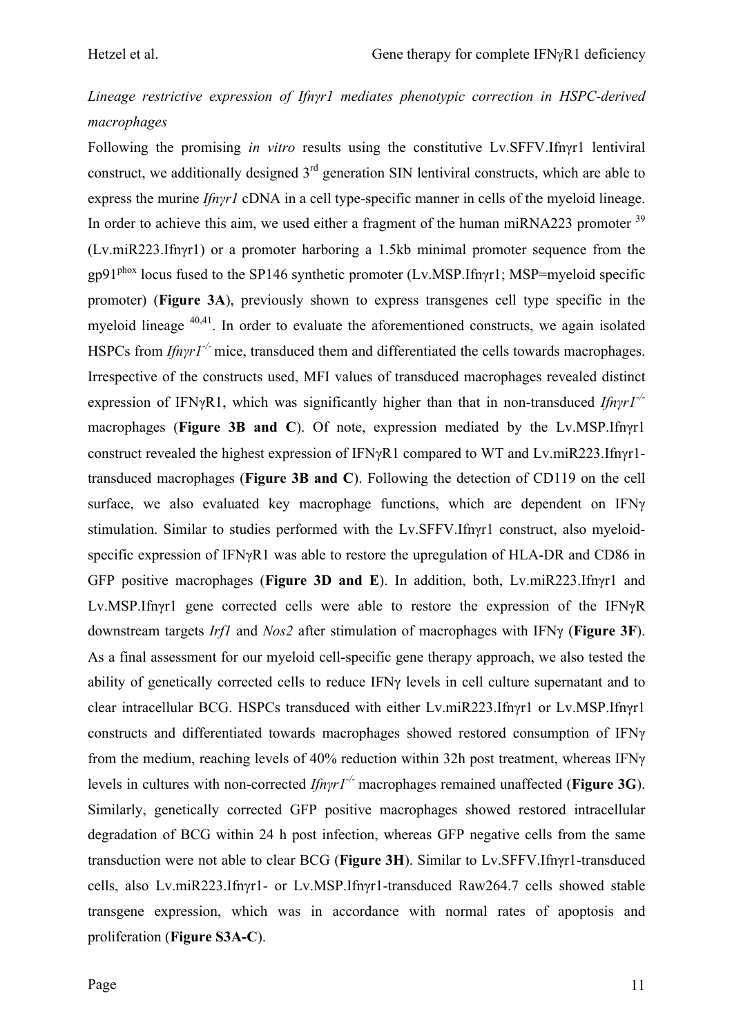*Lineage restrictive expression of Ifnγr1 mediates phenotypic correction in HSPC-derived macrophages*

Following the promising *in vitro* results using the constitutive Lv.SFFV.Ifnγr1 lentiviral construct, we additionally designed 3rd generation SIN lentiviral constructs, which are able to express the murine *Ifnγr1* cDNA in a cell type-specific manner in cells of the myeloid lineage. In order to achieve this aim, we used either a fragment of the human miRNA223 promoter [39] (Lv.miR223.Ifnγr1) or a promoter harboring a 1.5kb minimal promoter sequence from the gp91phox locus fused to the SP146 synthetic promoter (Lv.MSP.Ifnγr1; MSP=myeloid specific promoter) (**Figure 3A**), previously shown to express transgenes cell type specific in the myeloid lineage [40,41]. In order to evaluate the aforementioned constructs, we again isolated HSPCs from *Ifnγr1*-/- mice, transduced them and differentiated the cells towards macrophages. Irrespective of the constructs used, MFI values of transduced macrophages revealed distinct expression of IFNγR1, which was significantly higher than that in non-transduced *Ifnγr1*-/- macrophages (**Figure 3B and C**). Of note, expression mediated by the Lv.MSP.Ifnγr1 construct revealed the highest expression of IFNγR1 compared to WT and Lv.miR223.Ifnγr1-transduced macrophages (**Figure 3B and C**). Following the detection of CD119 on the cell surface, we also evaluated key macrophage functions, which are dependent on IFNγ stimulation. Similar to studies performed with the Lv.SFFV.Ifnγr1 construct, also myeloid-specific expression of IFNγR1 was able to restore the upregulation of HLA-DR and CD86 in GFP positive macrophages (**Figure 3D and E**). In addition, both, Lv.miR223.Ifnγr1 and Lv.MSP.Ifnγr1 gene corrected cells were able to restore the expression of the IFNγR downstream targets *Irf1* and *Nos2* after stimulation of macrophages with IFNγ (**Figure 3F**). As a final assessment for our myeloid cell-specific gene therapy approach, we also tested the ability of genetically corrected cells to reduce IFNγ levels in cell culture supernatant and to clear intracellular BCG. HSPCs transduced with either Lv.miR223.Ifnγr1 or Lv.MSP.Ifnγr1 constructs and differentiated towards macrophages showed restored consumption of IFNγ from the medium, reaching levels of 40% reduction within 32h post treatment, whereas IFNγ levels in cultures with non-corrected *Ifnγr1*-/- macrophages remained unaffected (**Figure 3G**). Similarly, genetically corrected GFP positive macrophages showed restored intracellular degradation of BCG within 24 h post infection, whereas GFP negative cells from the same transduction were not able to clear BCG (**Figure 3H**). Similar to Lv.SFFV.Ifnγr1-transduced cells, also Lv.miR223.Ifnγr1- or Lv.MSP.Ifnγr1-transduced Raw264.7 cells showed stable transgene expression, which was in accordance with normal rates of apoptosis and proliferation (**Figure S3A-C**).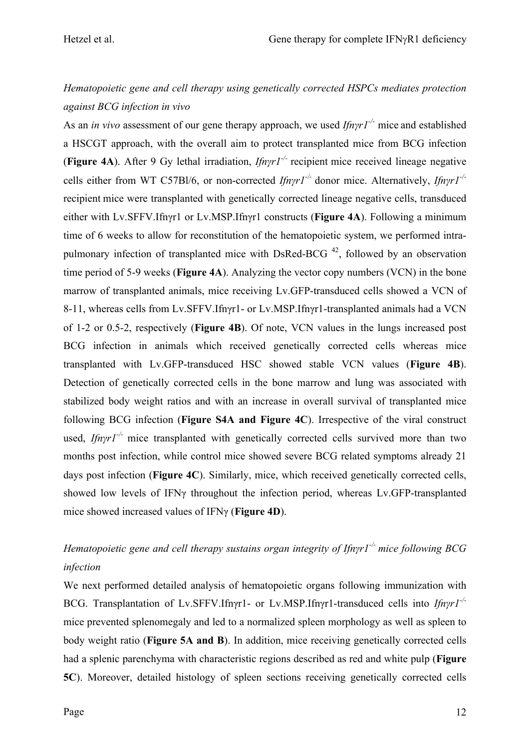*Hematopoietic gene and cell therapy using genetically corrected HSPCs mediates protection against BCG infection in vivo*

As an *in vivo* assessment of our gene therapy approach, we used *Ifnγr1*$^{-/-}$ mice and established a HSCGT approach, with the overall aim to protect transplanted mice from BCG infection (**Figure 4A**). After 9 Gy lethal irradiation, *Ifnγr1*$^{-/-}$ recipient mice received lineage negative cells either from WT C57Bl/6, or non-corrected *Ifnγr1*$^{-/-}$ donor mice. Alternatively, *Ifnγr1*$^{-/-}$ recipient mice were transplanted with genetically corrected lineage negative cells, transduced either with Lv.SFFV.Ifnγr1 or Lv.MSP.Ifnγr1 constructs (**Figure 4A**). Following a minimum time of 6 weeks to allow for reconstitution of the hematopoietic system, we performed intra-pulmonary infection of transplanted mice with DsRed-BCG [42], followed by an observation time period of 5-9 weeks (**Figure 4A**). Analyzing the vector copy numbers (VCN) in the bone marrow of transplanted animals, mice receiving Lv.GFP-transduced cells showed a VCN of 8-11, whereas cells from Lv.SFFV.Ifnγr1- or Lv.MSP.Ifnγr1-transplanted animals had a VCN of 1-2 or 0.5-2, respectively (**Figure 4B**). Of note, VCN values in the lungs increased post BCG infection in animals which received genetically corrected cells whereas mice transplanted with Lv.GFP-transduced HSC showed stable VCN values (**Figure 4B**). Detection of genetically corrected cells in the bone marrow and lung was associated with stabilized body weight ratios and with an increase in overall survival of transplanted mice following BCG infection (**Figure S4A and Figure 4C**). Irrespective of the viral construct used, *Ifnγr1*$^{-/-}$ mice transplanted with genetically corrected cells survived more than two months post infection, while control mice showed severe BCG related symptoms already 21 days post infection (**Figure 4C**). Similarly, mice, which received genetically corrected cells, showed low levels of IFNγ throughout the infection period, whereas Lv.GFP-transplanted mice showed increased values of IFNγ (**Figure 4D**).

*Hematopoietic gene and cell therapy sustains organ integrity of Ifnγr1*$^{-/-}$ *mice following BCG infection*

We next performed detailed analysis of hematopoietic organs following immunization with BCG. Transplantation of Lv.SFFV.Ifnγr1- or Lv.MSP.Ifnγr1-transduced cells into *Ifnγr1*$^{-/-}$ mice prevented splenomegaly and led to a normalized spleen morphology as well as spleen to body weight ratio (**Figure 5A and B**). In addition, mice receiving genetically corrected cells had a splenic parenchyma with characteristic regions described as red and white pulp (**Figure 5C**). Moreover, detailed histology of spleen sections receiving genetically corrected cells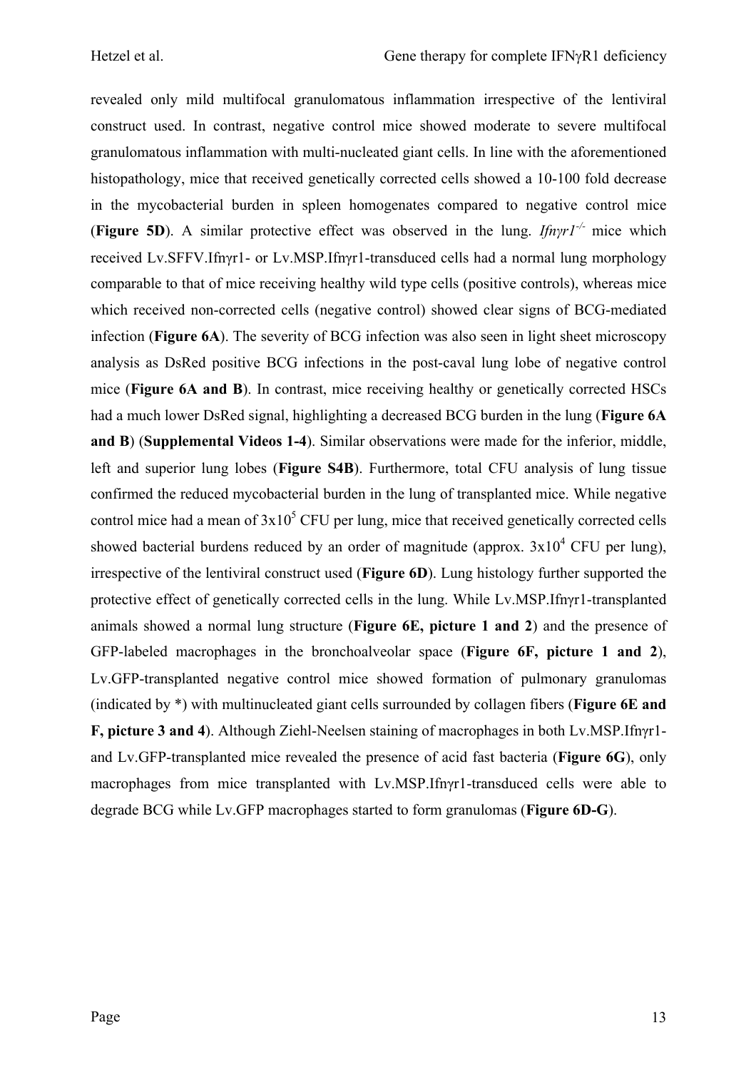revealed only mild multifocal granulomatous inflammation irrespective of the lentiviral construct used. In contrast, negative control mice showed moderate to severe multifocal granulomatous inflammation with multi-nucleated giant cells. In line with the aforementioned histopathology, mice that received genetically corrected cells showed a 10-100 fold decrease in the mycobacterial burden in spleen homogenates compared to negative control mice (**Figure 5D**). A similar protective effect was observed in the lung. *Ifnγr1*$^{-/-}$ mice which received Lv.SFFV.Ifnγr1- or Lv.MSP.Ifnγr1-transduced cells had a normal lung morphology comparable to that of mice receiving healthy wild type cells (positive controls), whereas mice which received non-corrected cells (negative control) showed clear signs of BCG-mediated infection (**Figure 6A**). The severity of BCG infection was also seen in light sheet microscopy analysis as DsRed positive BCG infections in the post-caval lung lobe of negative control mice (**Figure 6A and B**). In contrast, mice receiving healthy or genetically corrected HSCs had a much lower DsRed signal, highlighting a decreased BCG burden in the lung (**Figure 6A and B**) (**Supplemental Videos 1-4**). Similar observations were made for the inferior, middle, left and superior lung lobes (**Figure S4B**). Furthermore, total CFU analysis of lung tissue confirmed the reduced mycobacterial burden in the lung of transplanted mice. While negative control mice had a mean of $3x10^5$ CFU per lung, mice that received genetically corrected cells showed bacterial burdens reduced by an order of magnitude (approx. $3x10^4$ CFU per lung), irrespective of the lentiviral construct used (**Figure 6D**). Lung histology further supported the protective effect of genetically corrected cells in the lung. While Lv.MSP.Ifnγr1-transplanted animals showed a normal lung structure (**Figure 6E, picture 1 and 2**) and the presence of GFP-labeled macrophages in the bronchoalveolar space (**Figure 6F, picture 1 and 2**), Lv.GFP-transplanted negative control mice showed formation of pulmonary granulomas (indicated by *) with multinucleated giant cells surrounded by collagen fibers (**Figure 6E and F, picture 3 and 4**). Although Ziehl-Neelsen staining of macrophages in both Lv.MSP.Ifnγr1- and Lv.GFP-transplanted mice revealed the presence of acid fast bacteria (**Figure 6G**), only macrophages from mice transplanted with Lv.MSP.Ifnγr1-transduced cells were able to degrade BCG while Lv.GFP macrophages started to form granulomas (**Figure 6D-G**).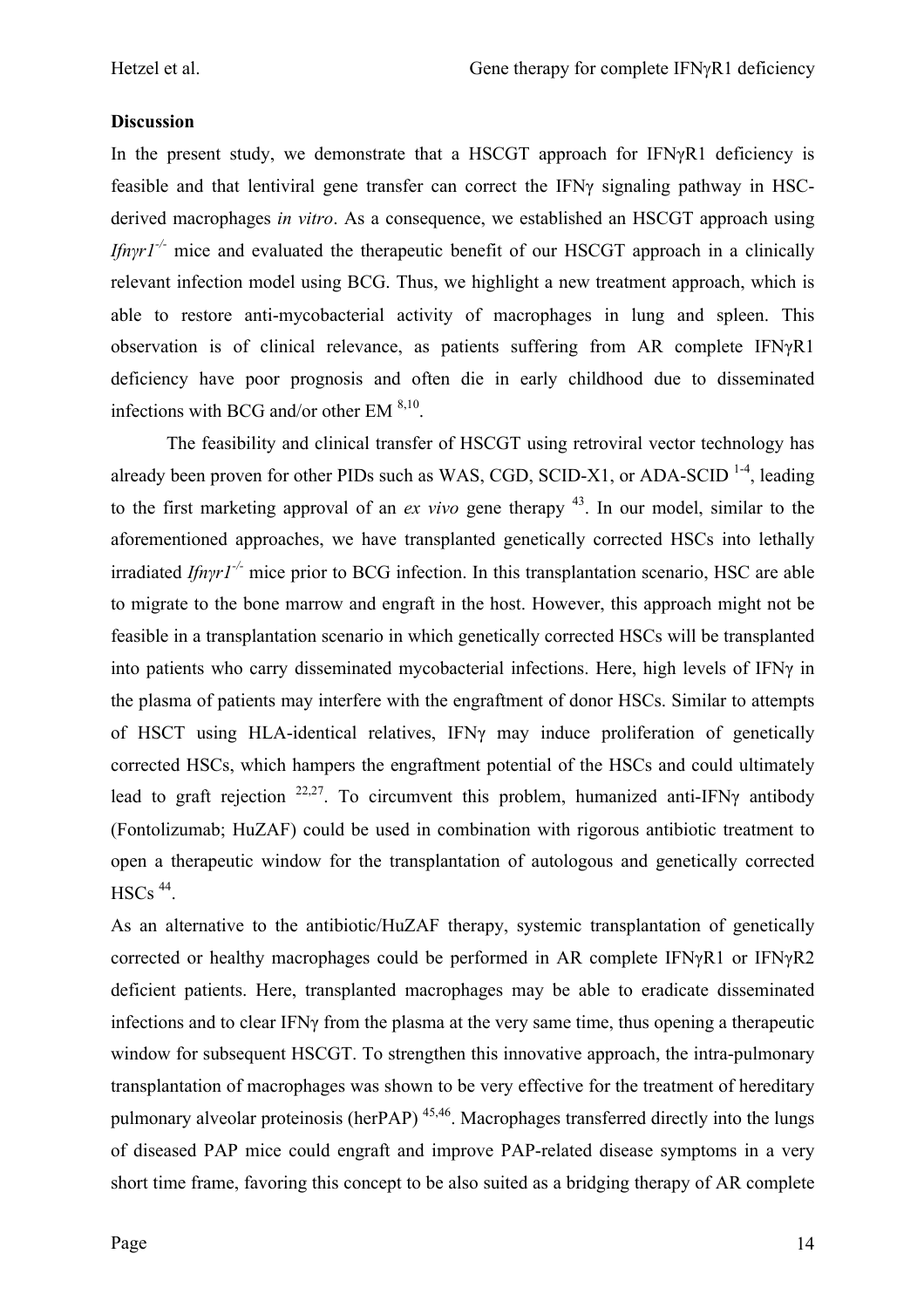**Discussion**

In the present study, we demonstrate that a HSCGT approach for IFNγR1 deficiency is feasible and that lentiviral gene transfer can correct the IFNγ signaling pathway in HSC-derived macrophages *in vitro*. As a consequence, we established an HSCGT approach using *Ifnγr1*$^{-/-}$ mice and evaluated the therapeutic benefit of our HSCGT approach in a clinically relevant infection model using BCG. Thus, we highlight a new treatment approach, which is able to restore anti-mycobacterial activity of macrophages in lung and spleen. This observation is of clinical relevance, as patients suffering from AR complete IFNγR1 deficiency have poor prognosis and often die in early childhood due to disseminated infections with BCG and/or other EM [8,10].

The feasibility and clinical transfer of HSCGT using retroviral vector technology has already been proven for other PIDs such as WAS, CGD, SCID-X1, or ADA-SCID [1-4], leading to the first marketing approval of an *ex vivo* gene therapy [43]. In our model, similar to the aforementioned approaches, we have transplanted genetically corrected HSCs into lethally irradiated *Ifnγr1*$^{-/-}$ mice prior to BCG infection. In this transplantation scenario, HSC are able to migrate to the bone marrow and engraft in the host. However, this approach might not be feasible in a transplantation scenario in which genetically corrected HSCs will be transplanted into patients who carry disseminated mycobacterial infections. Here, high levels of IFNγ in the plasma of patients may interfere with the engraftment of donor HSCs. Similar to attempts of HSCT using HLA-identical relatives, IFNγ may induce proliferation of genetically corrected HSCs, which hampers the engraftment potential of the HSCs and could ultimately lead to graft rejection [22,27]. To circumvent this problem, humanized anti-IFNγ antibody (Fontolizumab; HuZAF) could be used in combination with rigorous antibiotic treatment to open a therapeutic window for the transplantation of autologous and genetically corrected HSCs [44].

As an alternative to the antibiotic/HuZAF therapy, systemic transplantation of genetically corrected or healthy macrophages could be performed in AR complete IFNγR1 or IFNγR2 deficient patients. Here, transplanted macrophages may be able to eradicate disseminated infections and to clear IFNγ from the plasma at the very same time, thus opening a therapeutic window for subsequent HSCGT. To strengthen this innovative approach, the intra-pulmonary transplantation of macrophages was shown to be very effective for the treatment of hereditary pulmonary alveolar proteinosis (herPAP) [45,46]. Macrophages transferred directly into the lungs of diseased PAP mice could engraft and improve PAP-related disease symptoms in a very short time frame, favoring this concept to be also suited as a bridging therapy of AR complete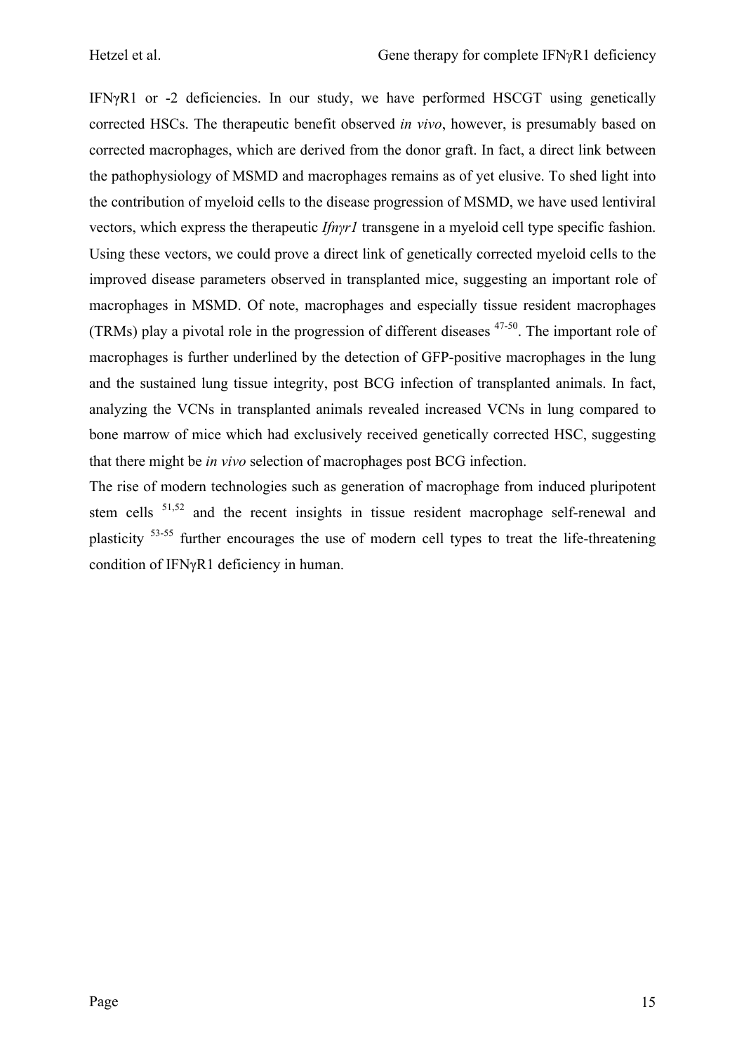IFNγR1 or -2 deficiencies. In our study, we have performed HSCGT using genetically corrected HSCs. The therapeutic benefit observed *in vivo*, however, is presumably based on corrected macrophages, which are derived from the donor graft. In fact, a direct link between the pathophysiology of MSMD and macrophages remains as of yet elusive. To shed light into the contribution of myeloid cells to the disease progression of MSMD, we have used lentiviral vectors, which express the therapeutic *Ifnγr1* transgene in a myeloid cell type specific fashion. Using these vectors, we could prove a direct link of genetically corrected myeloid cells to the improved disease parameters observed in transplanted mice, suggesting an important role of macrophages in MSMD. Of note, macrophages and especially tissue resident macrophages (TRMs) play a pivotal role in the progression of different diseases [47-50]. The important role of macrophages is further underlined by the detection of GFP-positive macrophages in the lung and the sustained lung tissue integrity, post BCG infection of transplanted animals. In fact, analyzing the VCNs in transplanted animals revealed increased VCNs in lung compared to bone marrow of mice which had exclusively received genetically corrected HSC, suggesting that there might be *in vivo* selection of macrophages post BCG infection.

The rise of modern technologies such as generation of macrophage from induced pluripotent stem cells [51,52] and the recent insights in tissue resident macrophage self-renewal and plasticity [53-55] further encourages the use of modern cell types to treat the life-threatening condition of IFNγR1 deficiency in human.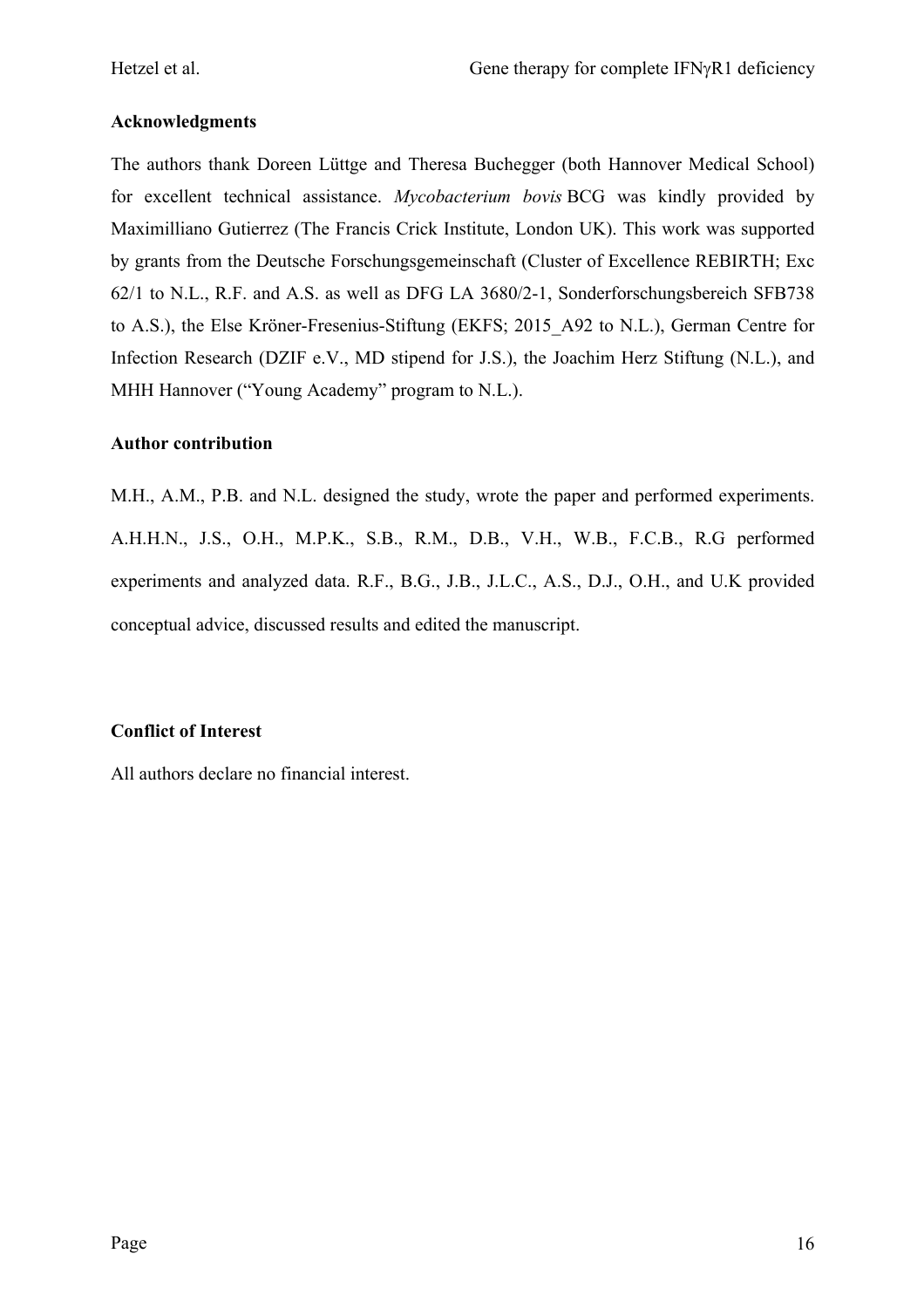**Acknowledgments**

The authors thank Doreen Lüttge and Theresa Buchegger (both Hannover Medical School) for excellent technical assistance. *Mycobacterium bovis* BCG was kindly provided by Maximilliano Gutierrez (The Francis Crick Institute, London UK). This work was supported by grants from the Deutsche Forschungsgemeinschaft (Cluster of Excellence REBIRTH; Exc 62/1 to N.L., R.F. and A.S. as well as DFG LA 3680/2-1, Sonderforschungsbereich SFB738 to A.S.), the Else Kröner-Fresenius-Stiftung (EKFS; 2015_A92 to N.L.), German Centre for Infection Research (DZIF e.V., MD stipend for J.S.), the Joachim Herz Stiftung (N.L.), and MHH Hannover ("Young Academy" program to N.L.).

**Author contribution**

M.H., A.M., P.B. and N.L. designed the study, wrote the paper and performed experiments. A.H.H.N., J.S., O.H., M.P.K., S.B., R.M., D.B., V.H., W.B., F.C.B., R.G performed experiments and analyzed data. R.F., B.G., J.B., J.L.C., A.S., D.J., O.H., and U.K provided conceptual advice, discussed results and edited the manuscript.

**Conflict of Interest**

All authors declare no financial interest.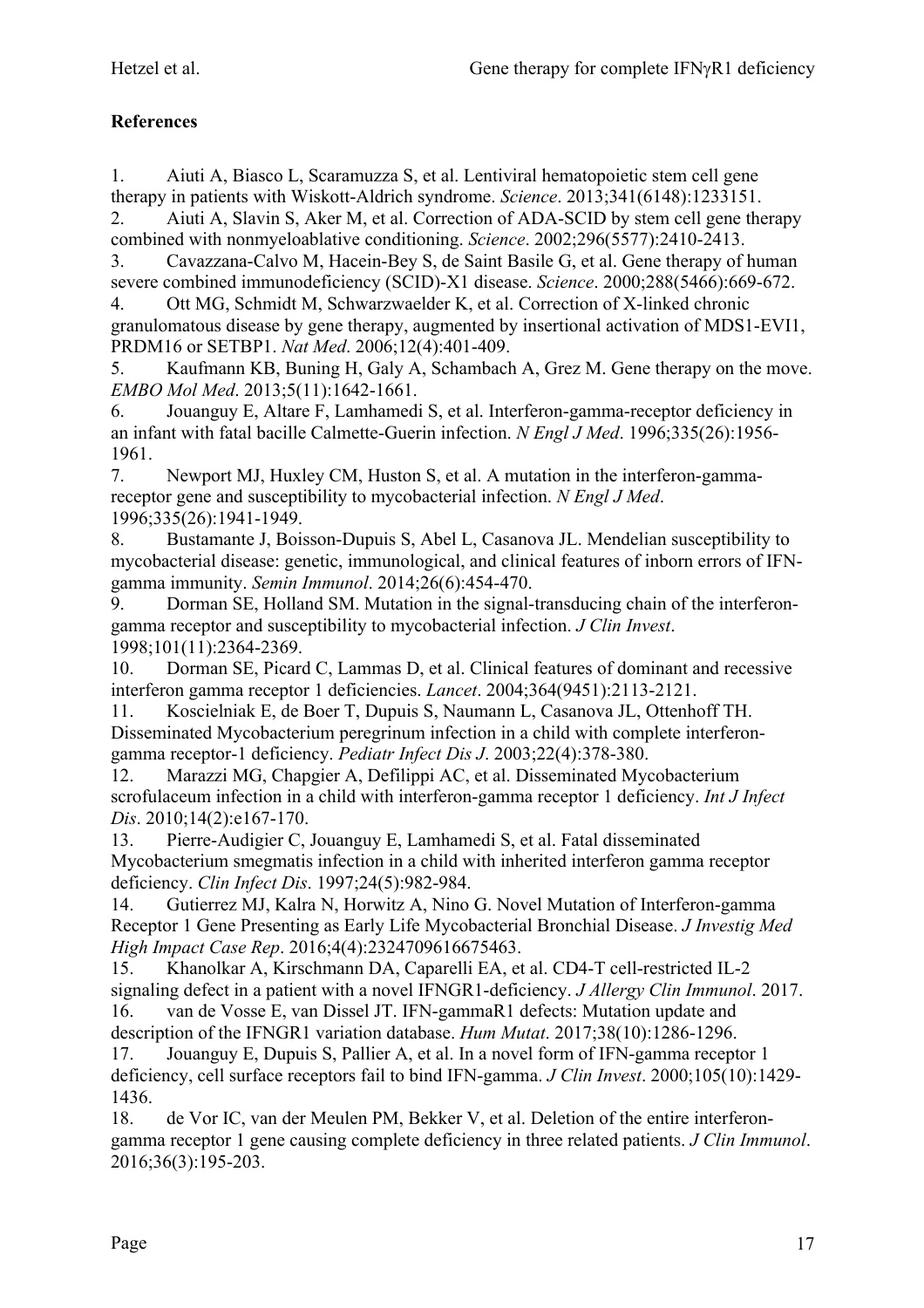**References**

1. Aiuti A, Biasco L, Scaramuzza S, et al. Lentiviral hematopoietic stem cell gene therapy in patients with Wiskott-Aldrich syndrome. *Science*. 2013;341(6148):1233151.
2. Aiuti A, Slavin S, Aker M, et al. Correction of ADA-SCID by stem cell gene therapy combined with nonmyeloablative conditioning. *Science*. 2002;296(5577):2410-2413.
3. Cavazzana-Calvo M, Hacein-Bey S, de Saint Basile G, et al. Gene therapy of human severe combined immunodeficiency (SCID)-X1 disease. *Science*. 2000;288(5466):669-672.
4. Ott MG, Schmidt M, Schwarzwaelder K, et al. Correction of X-linked chronic granulomatous disease by gene therapy, augmented by insertional activation of MDS1-EVI1, PRDM16 or SETBP1. *Nat Med*. 2006;12(4):401-409.
5. Kaufmann KB, Buning H, Galy A, Schambach A, Grez M. Gene therapy on the move. *EMBO Mol Med*. 2013;5(11):1642-1661.
6. Jouanguy E, Altare F, Lamhamedi S, et al. Interferon-gamma-receptor deficiency in an infant with fatal bacille Calmette-Guerin infection. *N Engl J Med*. 1996;335(26):1956-1961.
7. Newport MJ, Huxley CM, Huston S, et al. A mutation in the interferon-gamma-receptor gene and susceptibility to mycobacterial infection. *N Engl J Med*. 1996;335(26):1941-1949.
8. Bustamante J, Boisson-Dupuis S, Abel L, Casanova JL. Mendelian susceptibility to mycobacterial disease: genetic, immunological, and clinical features of inborn errors of IFN-gamma immunity. *Semin Immunol*. 2014;26(6):454-470.
9. Dorman SE, Holland SM. Mutation in the signal-transducing chain of the interferon-gamma receptor and susceptibility to mycobacterial infection. *J Clin Invest*. 1998;101(11):2364-2369.
10. Dorman SE, Picard C, Lammas D, et al. Clinical features of dominant and recessive interferon gamma receptor 1 deficiencies. *Lancet*. 2004;364(9451):2113-2121.
11. Koscielniak E, de Boer T, Dupuis S, Naumann L, Casanova JL, Ottenhoff TH. Disseminated Mycobacterium peregrinum infection in a child with complete interferon-gamma receptor-1 deficiency. *Pediatr Infect Dis J*. 2003;22(4):378-380.
12. Marazzi MG, Chapgier A, Defilippi AC, et al. Disseminated Mycobacterium scrofulaceum infection in a child with interferon-gamma receptor 1 deficiency. *Int J Infect Dis*. 2010;14(2):e167-170.
13. Pierre-Audigier C, Jouanguy E, Lamhamedi S, et al. Fatal disseminated Mycobacterium smegmatis infection in a child with inherited interferon gamma receptor deficiency. *Clin Infect Dis*. 1997;24(5):982-984.
14. Gutierrez MJ, Kalra N, Horwitz A, Nino G. Novel Mutation of Interferon-gamma Receptor 1 Gene Presenting as Early Life Mycobacterial Bronchial Disease. *J Investig Med High Impact Case Rep*. 2016;4(4):2324709616675463.
15. Khanolkar A, Kirschmann DA, Caparelli EA, et al. CD4-T cell-restricted IL-2 signaling defect in a patient with a novel IFNGR1-deficiency. *J Allergy Clin Immunol*. 2017.
16. van de Vosse E, van Dissel JT. IFN-gammaR1 defects: Mutation update and description of the IFNGR1 variation database. *Hum Mutat*. 2017;38(10):1286-1296.
17. Jouanguy E, Dupuis S, Pallier A, et al. In a novel form of IFN-gamma receptor 1 deficiency, cell surface receptors fail to bind IFN-gamma. *J Clin Invest*. 2000;105(10):1429-1436.
18. de Vor IC, van der Meulen PM, Bekker V, et al. Deletion of the entire interferon-gamma receptor 1 gene causing complete deficiency in three related patients. *J Clin Immunol*. 2016;36(3):195-203.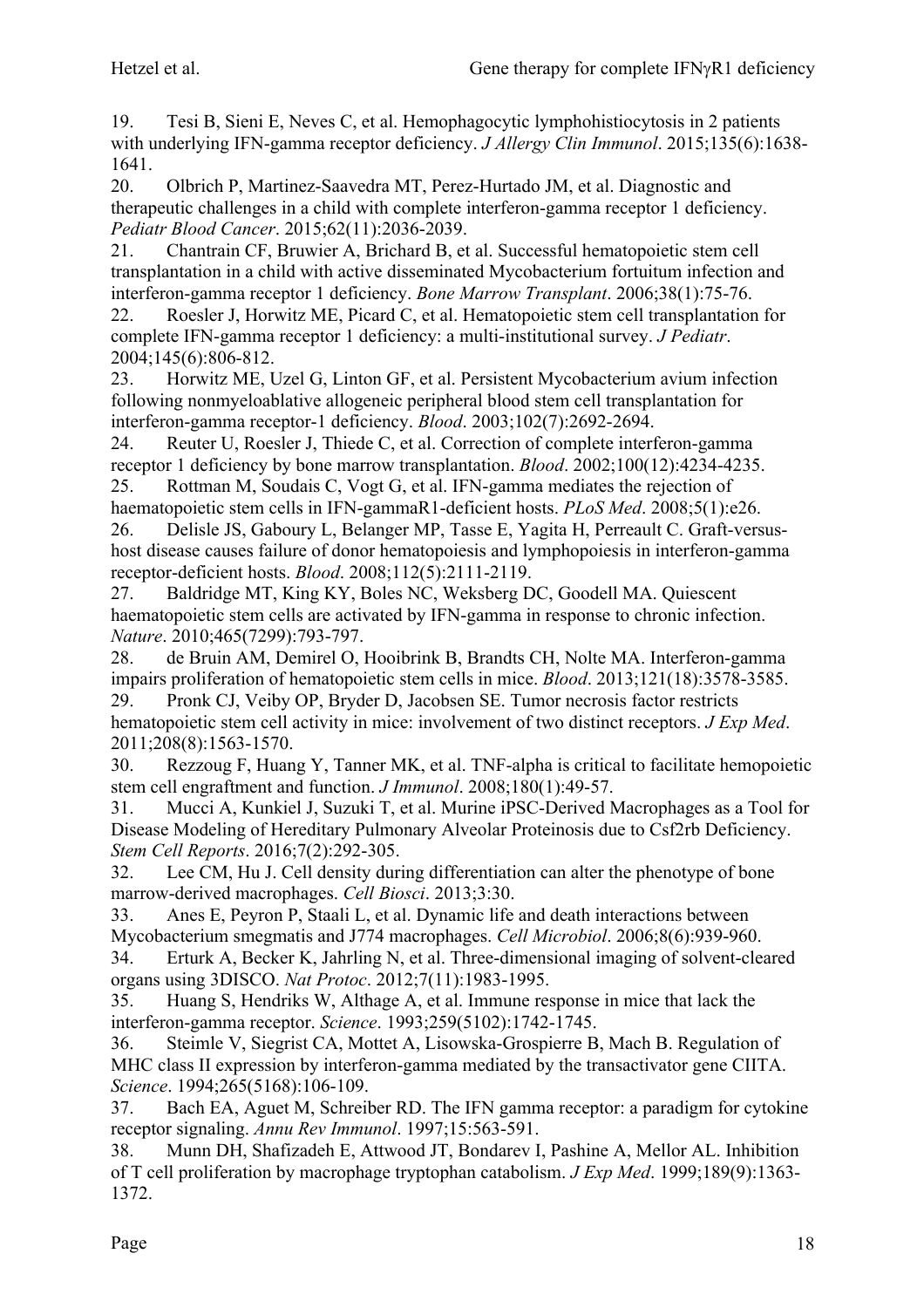19. Tesi B, Sieni E, Neves C, et al. Hemophagocytic lymphohistiocytosis in 2 patients with underlying IFN-gamma receptor deficiency. *J Allergy Clin Immunol*. 2015;135(6):1638-1641.

20. Olbrich P, Martinez-Saavedra MT, Perez-Hurtado JM, et al. Diagnostic and therapeutic challenges in a child with complete interferon-gamma receptor 1 deficiency. *Pediatr Blood Cancer*. 2015;62(11):2036-2039.

21. Chantrain CF, Bruwier A, Brichard B, et al. Successful hematopoietic stem cell transplantation in a child with active disseminated Mycobacterium fortuitum infection and interferon-gamma receptor 1 deficiency. *Bone Marrow Transplant*. 2006;38(1):75-76.

22. Roesler J, Horwitz ME, Picard C, et al. Hematopoietic stem cell transplantation for complete IFN-gamma receptor 1 deficiency: a multi-institutional survey. *J Pediatr*. 2004;145(6):806-812.

23. Horwitz ME, Uzel G, Linton GF, et al. Persistent Mycobacterium avium infection following nonmyeloablative allogeneic peripheral blood stem cell transplantation for interferon-gamma receptor-1 deficiency. *Blood*. 2003;102(7):2692-2694.

24. Reuter U, Roesler J, Thiede C, et al. Correction of complete interferon-gamma receptor 1 deficiency by bone marrow transplantation. *Blood*. 2002;100(12):4234-4235.

25. Rottman M, Soudais C, Vogt G, et al. IFN-gamma mediates the rejection of haematopoietic stem cells in IFN-gammaR1-deficient hosts. *PLoS Med*. 2008;5(1):e26.

26. Delisle JS, Gaboury L, Belanger MP, Tasse E, Yagita H, Perreault C. Graft-versus-host disease causes failure of donor hematopoiesis and lymphopoiesis in interferon-gamma receptor-deficient hosts. *Blood*. 2008;112(5):2111-2119.

27. Baldridge MT, King KY, Boles NC, Weksberg DC, Goodell MA. Quiescent haematopoietic stem cells are activated by IFN-gamma in response to chronic infection. *Nature*. 2010;465(7299):793-797.

28. de Bruin AM, Demirel O, Hooibrink B, Brandts CH, Nolte MA. Interferon-gamma impairs proliferation of hematopoietic stem cells in mice. *Blood*. 2013;121(18):3578-3585.

29. Pronk CJ, Veiby OP, Bryder D, Jacobsen SE. Tumor necrosis factor restricts hematopoietic stem cell activity in mice: involvement of two distinct receptors. *J Exp Med*. 2011;208(8):1563-1570.

30. Rezzoug F, Huang Y, Tanner MK, et al. TNF-alpha is critical to facilitate hemopoietic stem cell engraftment and function. *J Immunol*. 2008;180(1):49-57.

31. Mucci A, Kunkiel J, Suzuki T, et al. Murine iPSC-Derived Macrophages as a Tool for Disease Modeling of Hereditary Pulmonary Alveolar Proteinosis due to Csf2rb Deficiency. *Stem Cell Reports*. 2016;7(2):292-305.

32. Lee CM, Hu J. Cell density during differentiation can alter the phenotype of bone marrow-derived macrophages. *Cell Biosci*. 2013;3:30.

33. Anes E, Peyron P, Staali L, et al. Dynamic life and death interactions between Mycobacterium smegmatis and J774 macrophages. *Cell Microbiol*. 2006;8(6):939-960.

34. Erturk A, Becker K, Jahrling N, et al. Three-dimensional imaging of solvent-cleared organs using 3DISCO. *Nat Protoc*. 2012;7(11):1983-1995.

35. Huang S, Hendriks W, Althage A, et al. Immune response in mice that lack the interferon-gamma receptor. *Science*. 1993;259(5102):1742-1745.

36. Steimle V, Siegrist CA, Mottet A, Lisowska-Grospierre B, Mach B. Regulation of MHC class II expression by interferon-gamma mediated by the transactivator gene CIITA. *Science*. 1994;265(5168):106-109.

37. Bach EA, Aguet M, Schreiber RD. The IFN gamma receptor: a paradigm for cytokine receptor signaling. *Annu Rev Immunol*. 1997;15:563-591.

38. Munn DH, Shafizadeh E, Attwood JT, Bondarev I, Pashine A, Mellor AL. Inhibition of T cell proliferation by macrophage tryptophan catabolism. *J Exp Med*. 1999;189(9):1363-1372.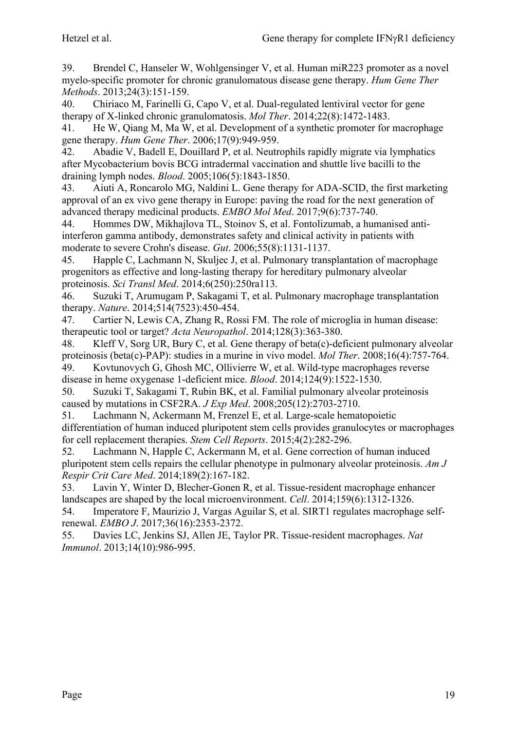39. Brendel C, Hanseler W, Wohlgensinger V, et al. Human miR223 promoter as a novel myelo-specific promoter for chronic granulomatous disease gene therapy. *Hum Gene Ther Methods*. 2013;24(3):151-159.

40. Chiriaco M, Farinelli G, Capo V, et al. Dual-regulated lentiviral vector for gene therapy of X-linked chronic granulomatosis. *Mol Ther*. 2014;22(8):1472-1483.

41. He W, Qiang M, Ma W, et al. Development of a synthetic promoter for macrophage gene therapy. *Hum Gene Ther*. 2006;17(9):949-959.

42. Abadie V, Badell E, Douillard P, et al. Neutrophils rapidly migrate via lymphatics after Mycobacterium bovis BCG intradermal vaccination and shuttle live bacilli to the draining lymph nodes. *Blood*. 2005;106(5):1843-1850.

43. Aiuti A, Roncarolo MG, Naldini L. Gene therapy for ADA-SCID, the first marketing approval of an ex vivo gene therapy in Europe: paving the road for the next generation of advanced therapy medicinal products. *EMBO Mol Med*. 2017;9(6):737-740.

44. Hommes DW, Mikhajlova TL, Stoinov S, et al. Fontolizumab, a humanised anti-interferon gamma antibody, demonstrates safety and clinical activity in patients with moderate to severe Crohn's disease. *Gut*. 2006;55(8):1131-1137.

45. Happle C, Lachmann N, Skuljec J, et al. Pulmonary transplantation of macrophage progenitors as effective and long-lasting therapy for hereditary pulmonary alveolar proteinosis. *Sci Transl Med*. 2014;6(250):250ra113.

46. Suzuki T, Arumugam P, Sakagami T, et al. Pulmonary macrophage transplantation therapy. *Nature*. 2014;514(7523):450-454.

47. Cartier N, Lewis CA, Zhang R, Rossi FM. The role of microglia in human disease: therapeutic tool or target? *Acta Neuropathol*. 2014;128(3):363-380.

48. Kleff V, Sorg UR, Bury C, et al. Gene therapy of beta(c)-deficient pulmonary alveolar proteinosis (beta(c)-PAP): studies in a murine in vivo model. *Mol Ther*. 2008;16(4):757-764.

49. Kovtunovych G, Ghosh MC, Ollivierre W, et al. Wild-type macrophages reverse disease in heme oxygenase 1-deficient mice. *Blood*. 2014;124(9):1522-1530.

50. Suzuki T, Sakagami T, Rubin BK, et al. Familial pulmonary alveolar proteinosis caused by mutations in CSF2RA. *J Exp Med*. 2008;205(12):2703-2710.

51. Lachmann N, Ackermann M, Frenzel E, et al. Large-scale hematopoietic differentiation of human induced pluripotent stem cells provides granulocytes or macrophages for cell replacement therapies. *Stem Cell Reports*. 2015;4(2):282-296.

52. Lachmann N, Happle C, Ackermann M, et al. Gene correction of human induced pluripotent stem cells repairs the cellular phenotype in pulmonary alveolar proteinosis. *Am J Respir Crit Care Med*. 2014;189(2):167-182.

53. Lavin Y, Winter D, Blecher-Gonen R, et al. Tissue-resident macrophage enhancer landscapes are shaped by the local microenvironment. *Cell*. 2014;159(6):1312-1326.

54. Imperatore F, Maurizio J, Vargas Aguilar S, et al. SIRT1 regulates macrophage self-renewal. *EMBO J*. 2017;36(16):2353-2372.

55. Davies LC, Jenkins SJ, Allen JE, Taylor PR. Tissue-resident macrophages. *Nat Immunol*. 2013;14(10):986-995.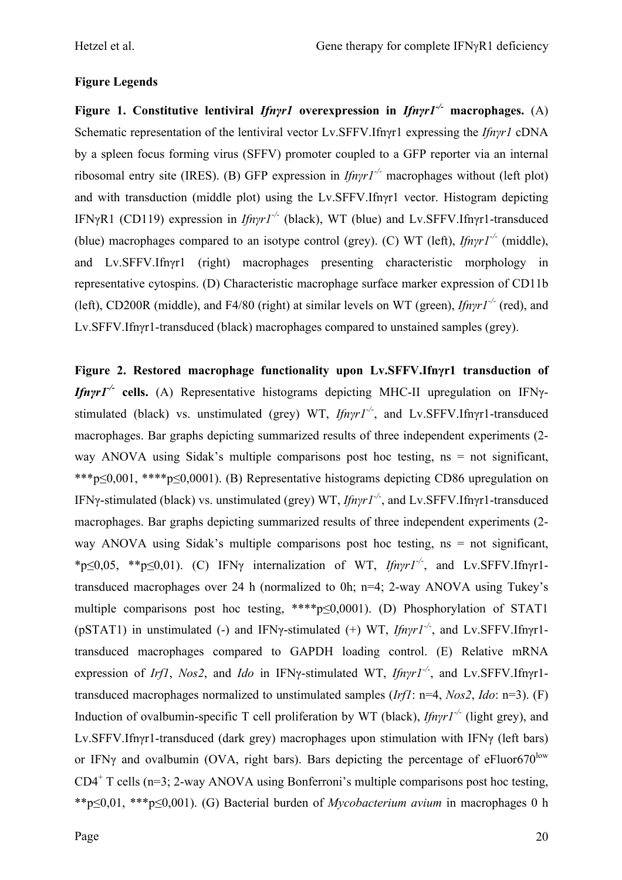**Figure Legends**

**Figure 1. Constitutive lentiviral *Ifnγr1* overexpression in *Ifnγr1*$^{-/-}$ macrophages.** (A) Schematic representation of the lentiviral vector Lv.SFFV.Ifnγr1 expressing the *Ifnγr1* cDNA by a spleen focus forming virus (SFFV) promoter coupled to a GFP reporter via an internal ribosomal entry site (IRES). (B) GFP expression in *Ifnγr1*$^{-/-}$ macrophages without (left plot) and with transduction (middle plot) using the Lv.SFFV.Ifnγr1 vector. Histogram depicting IFNγR1 (CD119) expression in *Ifnγr1*$^{-/-}$ (black), WT (blue) and Lv.SFFV.Ifnγr1-transduced (blue) macrophages compared to an isotype control (grey). (C) WT (left), *Ifnγr1*$^{-/-}$ (middle), and Lv.SFFV.Ifnγr1 (right) macrophages presenting characteristic morphology in representative cytospins. (D) Characteristic macrophage surface marker expression of CD11b (left), CD200R (middle), and F4/80 (right) at similar levels on WT (green), *Ifnγr1*$^{-/-}$ (red), and Lv.SFFV.Ifnγr1-transduced (black) macrophages compared to unstained samples (grey).

**Figure 2. Restored macrophage functionality upon Lv.SFFV.Ifnγr1 transduction of *Ifnγr1*$^{-/-}$ cells.** (A) Representative histograms depicting MHC-II upregulation on IFNγ-stimulated (black) vs. unstimulated (grey) WT, *Ifnγr1*$^{-/-}$, and Lv.SFFV.Ifnγr1-transduced macrophages. Bar graphs depicting summarized results of three independent experiments (2-way ANOVA using Sidak's multiple comparisons post hoc testing, ns = not significant, \*\*\*$p \leq 0{,}001$, \*\*\*\*$p \leq 0{,}0001$). (B) Representative histograms depicting CD86 upregulation on IFNγ-stimulated (black) vs. unstimulated (grey) WT, *Ifnγr1*$^{-/-}$, and Lv.SFFV.Ifnγr1-transduced macrophages. Bar graphs depicting summarized results of three independent experiments (2-way ANOVA using Sidak's multiple comparisons post hoc testing, ns = not significant, \*$p \leq 0{,}05$, \*\*$p \leq 0{,}01$). (C) IFNγ internalization of WT, *Ifnγr1*$^{-/-}$, and Lv.SFFV.Ifnγr1-transduced macrophages over 24 h (normalized to 0h; n=4; 2-way ANOVA using Tukey's multiple comparisons post hoc testing, \*\*\*\*$p \leq 0{,}0001$). (D) Phosphorylation of STAT1 (pSTAT1) in unstimulated (-) and IFNγ-stimulated (+) WT, *Ifnγr1*$^{-/-}$, and Lv.SFFV.Ifnγr1-transduced macrophages compared to GAPDH loading control. (E) Relative mRNA expression of *Irf1*, *Nos2*, and *Ido* in IFNγ-stimulated WT, *Ifnγr1*$^{-/-}$, and Lv.SFFV.Ifnγr1-transduced macrophages normalized to unstimulated samples (*Irf1*: n=4, *Nos2*, *Ido*: n=3). (F) Induction of ovalbumin-specific T cell proliferation by WT (black), *Ifnγr1*$^{-/-}$ (light grey), and Lv.SFFV.Ifnγr1-transduced (dark grey) macrophages upon stimulation with IFNγ (left bars) or IFNγ and ovalbumin (OVA, right bars). Bars depicting the percentage of eFluor670$^{low}$ CD4$^{+}$ T cells (n=3; 2-way ANOVA using Bonferroni's multiple comparisons post hoc testing, \*\*$p \leq 0{,}01$, \*\*\*$p \leq 0{,}001$). (G) Bacterial burden of *Mycobacterium avium* in macrophages 0 h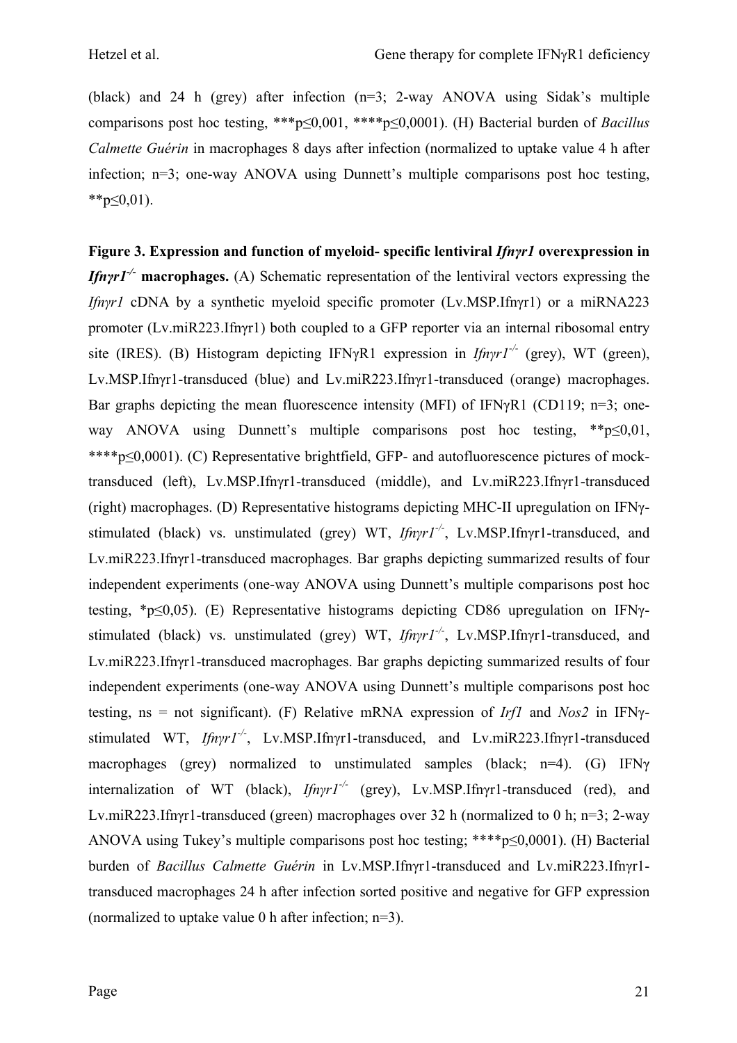(black) and 24 h (grey) after infection (n=3; 2-way ANOVA using Sidak's multiple comparisons post hoc testing, ***p≤0,001, ****p≤0,0001). (H) Bacterial burden of *Bacillus Calmette Guérin* in macrophages 8 days after infection (normalized to uptake value 4 h after infection; n=3; one-way ANOVA using Dunnett's multiple comparisons post hoc testing, **p≤0,01).

**Figure 3. Expression and function of myeloid- specific lentiviral *Ifnγr1* overexpression in *Ifnγr1*$^{-/-}$ macrophages.** (A) Schematic representation of the lentiviral vectors expressing the *Ifnγr1* cDNA by a synthetic myeloid specific promoter (Lv.MSP.Ifnγr1) or a miRNA223 promoter (Lv.miR223.Ifnγr1) both coupled to a GFP reporter via an internal ribosomal entry site (IRES). (B) Histogram depicting IFNγR1 expression in *Ifnγr1*$^{-/-}$ (grey), WT (green), Lv.MSP.Ifnγr1-transduced (blue) and Lv.miR223.Ifnγr1-transduced (orange) macrophages. Bar graphs depicting the mean fluorescence intensity (MFI) of IFNγR1 (CD119; n=3; one-way ANOVA using Dunnett's multiple comparisons post hoc testing, **p≤0,01, ****p≤0,0001). (C) Representative brightfield, GFP- and autofluorescence pictures of mock-transduced (left), Lv.MSP.Ifnγr1-transduced (middle), and Lv.miR223.Ifnγr1-transduced (right) macrophages. (D) Representative histograms depicting MHC-II upregulation on IFNγ-stimulated (black) vs. unstimulated (grey) WT, *Ifnγr1*$^{-/-}$, Lv.MSP.Ifnγr1-transduced, and Lv.miR223.Ifnγr1-transduced macrophages. Bar graphs depicting summarized results of four independent experiments (one-way ANOVA using Dunnett's multiple comparisons post hoc testing, *p≤0,05). (E) Representative histograms depicting CD86 upregulation on IFNγ-stimulated (black) vs. unstimulated (grey) WT, *Ifnγr1*$^{-/-}$, Lv.MSP.Ifnγr1-transduced, and Lv.miR223.Ifnγr1-transduced macrophages. Bar graphs depicting summarized results of four independent experiments (one-way ANOVA using Dunnett's multiple comparisons post hoc testing, ns = not significant). (F) Relative mRNA expression of *Irf1* and *Nos2* in IFNγ-stimulated WT, *Ifnγr1*$^{-/-}$, Lv.MSP.Ifnγr1-transduced, and Lv.miR223.Ifnγr1-transduced macrophages (grey) normalized to unstimulated samples (black; n=4). (G) IFNγ internalization of WT (black), *Ifnγr1*$^{-/-}$ (grey), Lv.MSP.Ifnγr1-transduced (red), and Lv.miR223.Ifnγr1-transduced (green) macrophages over 32 h (normalized to 0 h; n=3; 2-way ANOVA using Tukey's multiple comparisons post hoc testing; ****p≤0,0001). (H) Bacterial burden of *Bacillus Calmette Guérin* in Lv.MSP.Ifnγr1-transduced and Lv.miR223.Ifnγr1-transduced macrophages 24 h after infection sorted positive and negative for GFP expression (normalized to uptake value 0 h after infection; n=3).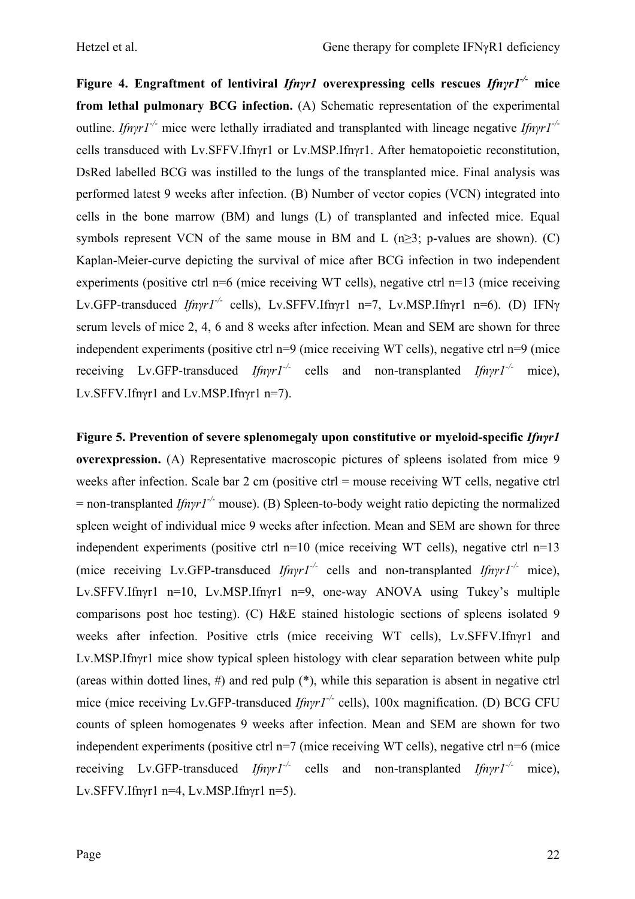**Figure 4. Engraftment of lentiviral *Ifnγr1* overexpressing cells rescues *Ifnγr1*$^{-/-}$ mice from lethal pulmonary BCG infection.** (A) Schematic representation of the experimental outline. *Ifnγr1*$^{-/-}$ mice were lethally irradiated and transplanted with lineage negative *Ifnγr1*$^{-/-}$ cells transduced with Lv.SFFV.Ifnγr1 or Lv.MSP.Ifnγr1. After hematopoietic reconstitution, DsRed labelled BCG was instilled to the lungs of the transplanted mice. Final analysis was performed latest 9 weeks after infection. (B) Number of vector copies (VCN) integrated into cells in the bone marrow (BM) and lungs (L) of transplanted and infected mice. Equal symbols represent VCN of the same mouse in BM and L ($n \geq 3$; p-values are shown). (C) Kaplan-Meier-curve depicting the survival of mice after BCG infection in two independent experiments (positive ctrl n=6 (mice receiving WT cells), negative ctrl n=13 (mice receiving Lv.GFP-transduced *Ifnγr1*$^{-/-}$ cells), Lv.SFFV.Ifnγr1 n=7, Lv.MSP.Ifnγr1 n=6). (D) IFNγ serum levels of mice 2, 4, 6 and 8 weeks after infection. Mean and SEM are shown for three independent experiments (positive ctrl n=9 (mice receiving WT cells), negative ctrl n=9 (mice receiving Lv.GFP-transduced *Ifnγr1*$^{-/-}$ cells and non-transplanted *Ifnγr1*$^{-/-}$ mice), Lv.SFFV.Ifnγr1 and Lv.MSP.Ifnγr1 n=7).

**Figure 5. Prevention of severe splenomegaly upon constitutive or myeloid-specific *Ifnγr1* overexpression.** (A) Representative macroscopic pictures of spleens isolated from mice 9 weeks after infection. Scale bar 2 cm (positive ctrl = mouse receiving WT cells, negative ctrl = non-transplanted *Ifnγr1*$^{-/-}$ mouse). (B) Spleen-to-body weight ratio depicting the normalized spleen weight of individual mice 9 weeks after infection. Mean and SEM are shown for three independent experiments (positive ctrl n=10 (mice receiving WT cells), negative ctrl n=13 (mice receiving Lv.GFP-transduced *Ifnγr1*$^{-/-}$ cells and non-transplanted *Ifnγr1*$^{-/-}$ mice), Lv.SFFV.Ifnγr1 n=10, Lv.MSP.Ifnγr1 n=9, one-way ANOVA using Tukey's multiple comparisons post hoc testing). (C) H&E stained histologic sections of spleens isolated 9 weeks after infection. Positive ctrls (mice receiving WT cells), Lv.SFFV.Ifnγr1 and Lv.MSP.Ifnγr1 mice show typical spleen histology with clear separation between white pulp (areas within dotted lines, #) and red pulp (*), while this separation is absent in negative ctrl mice (mice receiving Lv.GFP-transduced *Ifnγr1*$^{-/-}$ cells), 100x magnification. (D) BCG CFU counts of spleen homogenates 9 weeks after infection. Mean and SEM are shown for two independent experiments (positive ctrl n=7 (mice receiving WT cells), negative ctrl n=6 (mice receiving Lv.GFP-transduced *Ifnγr1*$^{-/-}$ cells and non-transplanted *Ifnγr1*$^{-/-}$ mice), Lv.SFFV.Ifnγr1 n=4, Lv.MSP.Ifnγr1 n=5).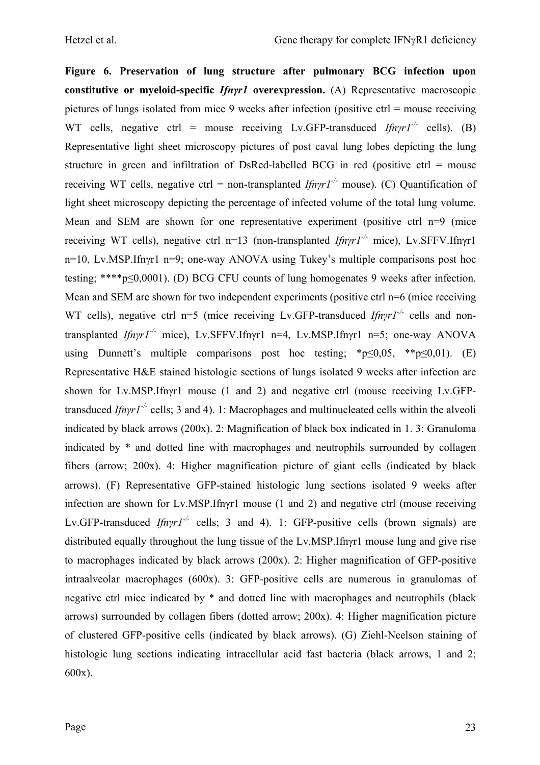**Figure 6. Preservation of lung structure after pulmonary BCG infection upon constitutive or myeloid-specific *Ifnγr1* overexpression.** (A) Representative macroscopic pictures of lungs isolated from mice 9 weeks after infection (positive ctrl = mouse receiving WT cells, negative ctrl = mouse receiving Lv.GFP-transduced *Ifnγr1*$^{-/-}$ cells). (B) Representative light sheet microscopy pictures of post caval lung lobes depicting the lung structure in green and infiltration of DsRed-labelled BCG in red (positive ctrl = mouse receiving WT cells, negative ctrl = non-transplanted *Ifnγr1*$^{-/-}$ mouse). (C) Quantification of light sheet microscopy depicting the percentage of infected volume of the total lung volume. Mean and SEM are shown for one representative experiment (positive ctrl n=9 (mice receiving WT cells), negative ctrl n=13 (non-transplanted *Ifnγr1*$^{-/-}$ mice), Lv.SFFV.Ifnγr1 n=10, Lv.MSP.Ifnγr1 n=9; one-way ANOVA using Tukey's multiple comparisons post hoc testing; ****p≤0,0001). (D) BCG CFU counts of lung homogenates 9 weeks after infection. Mean and SEM are shown for two independent experiments (positive ctrl n=6 (mice receiving WT cells), negative ctrl n=5 (mice receiving Lv.GFP-transduced *Ifnγr1*$^{-/-}$ cells and non-transplanted *Ifnγr1*$^{-/-}$ mice), Lv.SFFV.Ifnγr1 n=4, Lv.MSP.Ifnγr1 n=5; one-way ANOVA using Dunnett's multiple comparisons post hoc testing; *p≤0,05, **p≤0,01). (E) Representative H&E stained histologic sections of lungs isolated 9 weeks after infection are shown for Lv.MSP.Ifnγr1 mouse (1 and 2) and negative ctrl (mouse receiving Lv.GFP-transduced *Ifnγr1*$^{-/-}$ cells; 3 and 4). 1: Macrophages and multinucleated cells within the alveoli indicated by black arrows (200x). 2: Magnification of black box indicated in 1. 3: Granuloma indicated by * and dotted line with macrophages and neutrophils surrounded by collagen fibers (arrow; 200x). 4: Higher magnification picture of giant cells (indicated by black arrows). (F) Representative GFP-stained histologic lung sections isolated 9 weeks after infection are shown for Lv.MSP.Ifnγr1 mouse (1 and 2) and negative ctrl (mouse receiving Lv.GFP-transduced *Ifnγr1*$^{-/-}$ cells; 3 and 4). 1: GFP-positive cells (brown signals) are distributed equally throughout the lung tissue of the Lv.MSP.Ifnγr1 mouse lung and give rise to macrophages indicated by black arrows (200x). 2: Higher magnification of GFP-positive intraalveolar macrophages (600x). 3: GFP-positive cells are numerous in granulomas of negative ctrl mice indicated by * and dotted line with macrophages and neutrophils (black arrows) surrounded by collagen fibers (dotted arrow; 200x). 4: Higher magnification picture of clustered GFP-positive cells (indicated by black arrows). (G) Ziehl-Neelson staining of histologic lung sections indicating intracellular acid fast bacteria (black arrows, 1 and 2; 600x).